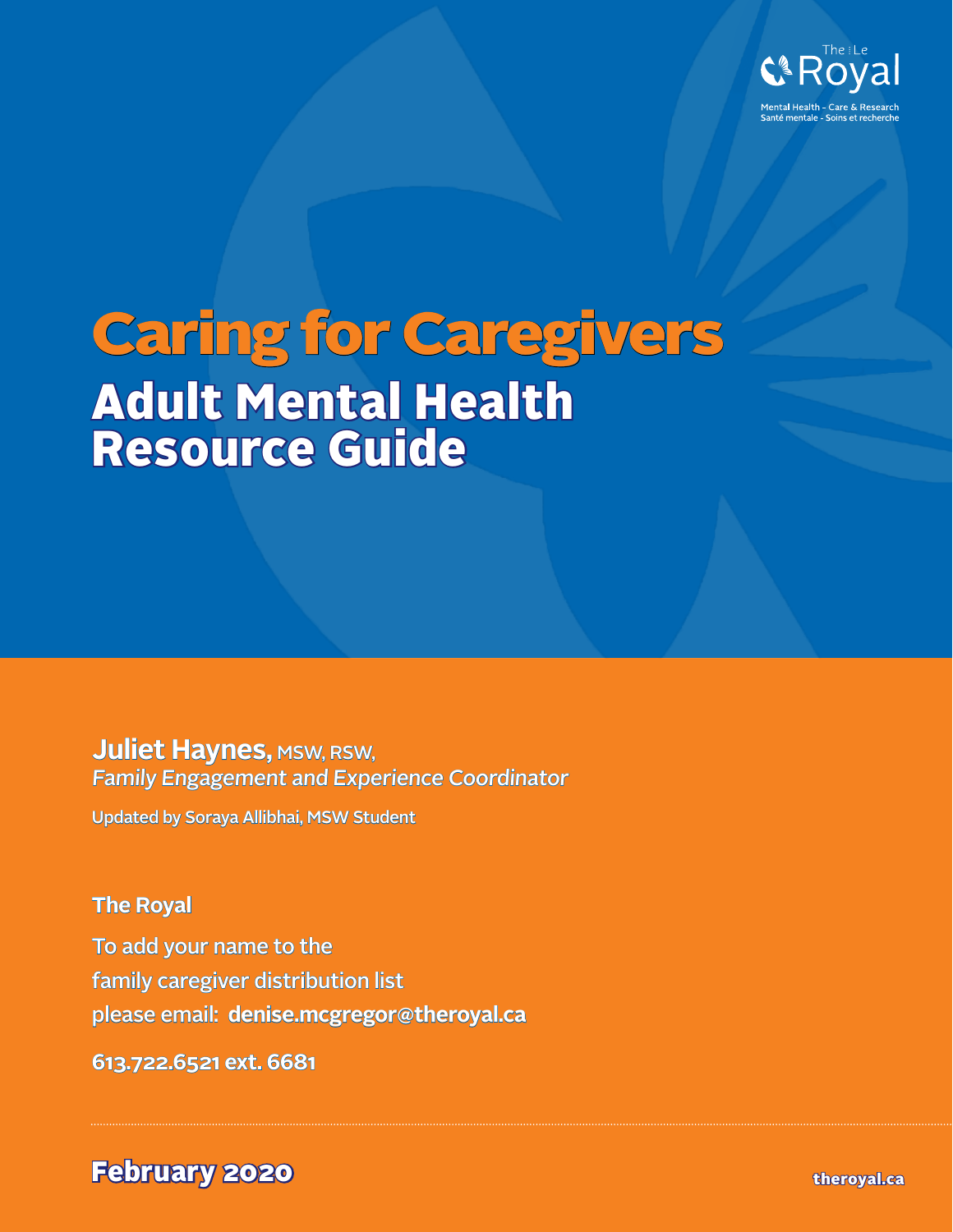The | Le Royal

Mental Health - Care & Research
Santé mentale - Soins et recherche

# Caring for Caregivers

## Adult Mental Health Resource Guide

**Juliet Haynes,** MSW, RSW,
*Family Engagement and Experience Coordinator*

Updated by Soraya Allibhai, MSW Student

**The Royal**

To add your name to the family caregiver distribution list please email: **denise.mcgregor@theroyal.ca**

**613.722.6521 ext. 6681**

**February 2020**

**theroyal.ca**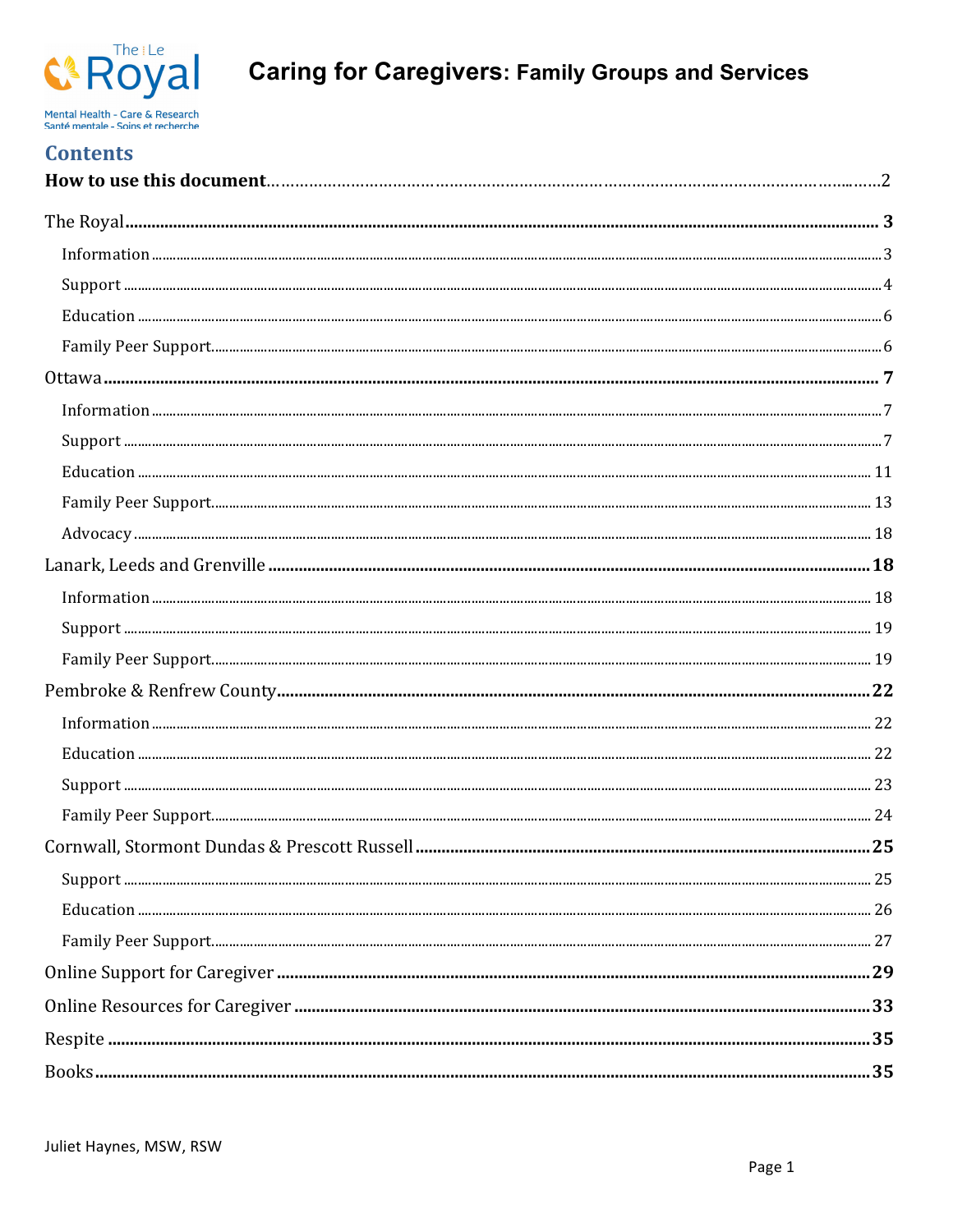# Caring for Caregivers: Family Groups and Services

## Contents

| Section | Page |
|---|---|
| **How to use this document** | 2 |
| **The Royal** | **3** |
| Information | 3 |
| Support | 4 |
| Education | 6 |
| Family Peer Support | 6 |
| **Ottawa** | **7** |
| Information | 7 |
| Support | 7 |
| Education | 11 |
| Family Peer Support | 13 |
| Advocacy | 18 |
| **Lanark, Leeds and Grenville** | **18** |
| Information | 18 |
| Support | 19 |
| Family Peer Support | 19 |
| **Pembroke & Renfrew County** | **22** |
| Information | 22 |
| Education | 22 |
| Support | 23 |
| Family Peer Support | 24 |
| **Cornwall, Stormont Dundas & Prescott Russell** | **25** |
| Support | 25 |
| Education | 26 |
| Family Peer Support | 27 |
| **Online Support for Caregiver** | **29** |
| **Online Resources for Caregiver** | **33** |
| **Respite** | **35** |
| **Books** | **35** |

Juliet Haynes, MSW, RSW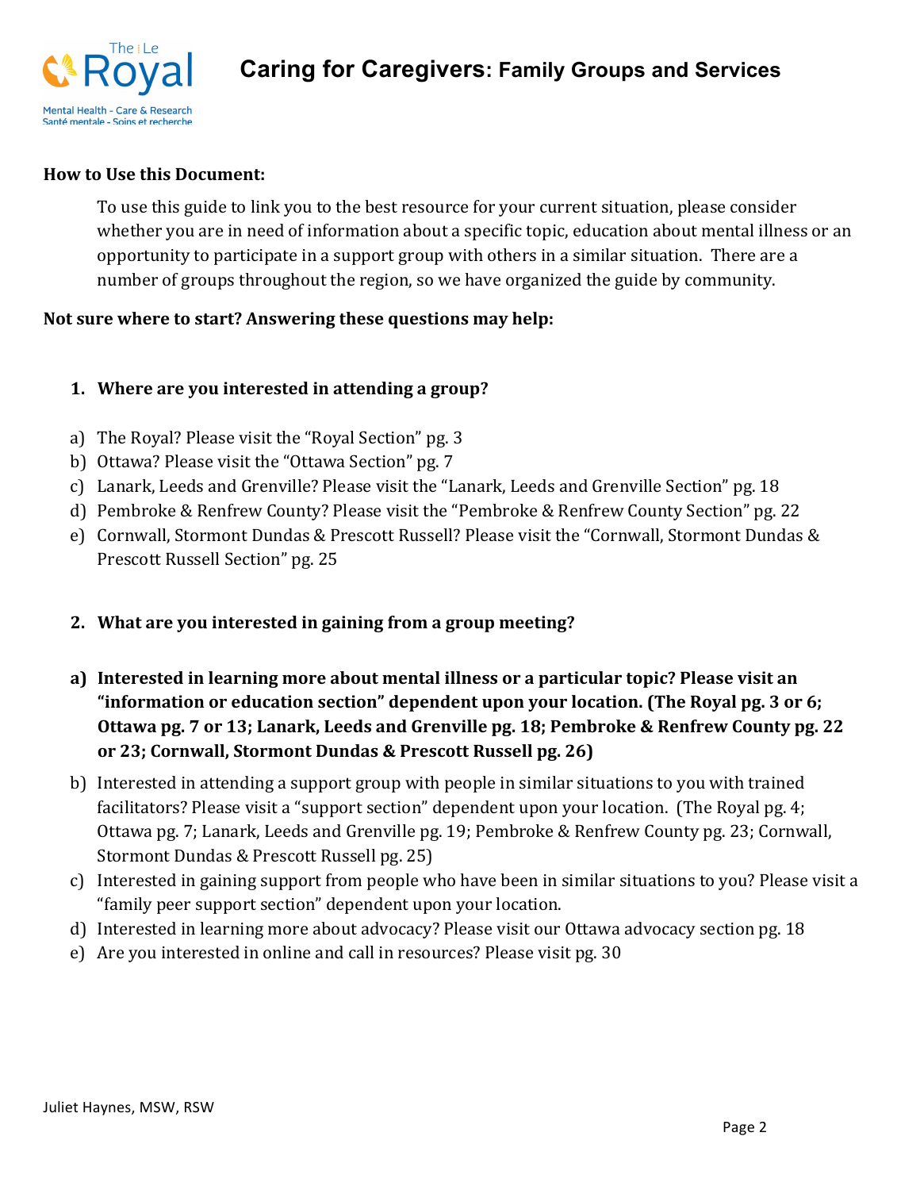# Caring for Caregivers: Family Groups and Services

**How to Use this Document:**

To use this guide to link you to the best resource for your current situation, please consider whether you are in need of information about a specific topic, education about mental illness or an opportunity to participate in a support group with others in a similar situation. There are a number of groups throughout the region, so we have organized the guide by community.

**Not sure where to start? Answering these questions may help:**

1. **Where are you interested in attending a group?**

a) The Royal? Please visit the "Royal Section" pg. 3
b) Ottawa? Please visit the "Ottawa Section" pg. 7
c) Lanark, Leeds and Grenville? Please visit the "Lanark, Leeds and Grenville Section" pg. 18
d) Pembroke & Renfrew County? Please visit the "Pembroke & Renfrew County Section" pg. 22
e) Cornwall, Stormont Dundas & Prescott Russell? Please visit the "Cornwall, Stormont Dundas & Prescott Russell Section" pg. 25

2. **What are you interested in gaining from a group meeting?**

a) **Interested in learning more about mental illness or a particular topic? Please visit an "information or education section" dependent upon your location. (The Royal pg. 3 or 6; Ottawa pg. 7 or 13; Lanark, Leeds and Grenville pg. 18; Pembroke & Renfrew County pg. 22 or 23; Cornwall, Stormont Dundas & Prescott Russell pg. 26)**
b) Interested in attending a support group with people in similar situations to you with trained facilitators? Please visit a "support section" dependent upon your location. (The Royal pg. 4; Ottawa pg. 7; Lanark, Leeds and Grenville pg. 19; Pembroke & Renfrew County pg. 23; Cornwall, Stormont Dundas & Prescott Russell pg. 25)
c) Interested in gaining support from people who have been in similar situations to you? Please visit a "family peer support section" dependent upon your location.
d) Interested in learning more about advocacy? Please visit our Ottawa advocacy section pg. 18
e) Are you interested in online and call in resources? Please visit pg. 30

Juliet Haynes, MSW, RSW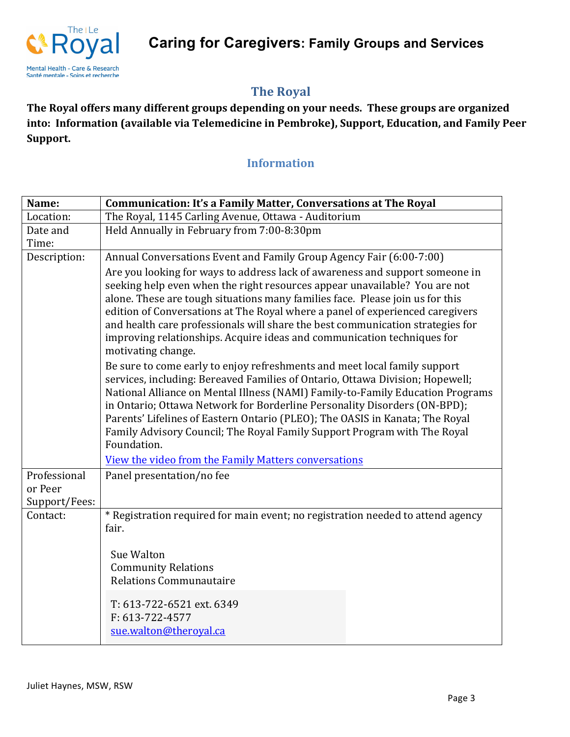# Caring for Caregivers: Family Groups and Services

## The Royal

**The Royal offers many different groups depending on your needs. These groups are organized into: Information (available via Telemedicine in Pembroke), Support, Education, and Family Peer Support.**

### Information

| Name: | **Communication: It's a Family Matter, Conversations at The Royal** |
|---|---|
| Location: | The Royal, 1145 Carling Avenue, Ottawa - Auditorium |
| Date and Time: | Held Annually in February from 7:00-8:30pm |
| Description: | Annual Conversations Event and Family Group Agency Fair (6:00-7:00)<br>Are you looking for ways to address lack of awareness and support someone in seeking help even when the right resources appear unavailable? You are not alone. These are tough situations many families face. Please join us for this edition of Conversations at The Royal where a panel of experienced caregivers and health care professionals will share the best communication strategies for improving relationships. Acquire ideas and communication techniques for motivating change.<br>Be sure to come early to enjoy refreshments and meet local family support services, including: Bereaved Families of Ontario, Ottawa Division; Hopewell; National Alliance on Mental Illness (NAMI) Family-to-Family Education Programs in Ontario; Ottawa Network for Borderline Personality Disorders (ON-BPD); Parents' Lifelines of Eastern Ontario (PLEO); The OASIS in Kanata; The Royal Family Advisory Council; The Royal Family Support Program with The Royal Foundation.<br>View the video from the Family Matters conversations |
| Professional or Peer Support/Fees: | Panel presentation/no fee |
| Contact: | * Registration required for main event; no registration needed to attend agency fair.<br><br>Sue Walton<br>Community Relations<br>Relations Communautaire<br><br>T: 613-722-6521 ext. 6349<br>F: 613-722-4577<br>sue.walton@theroyal.ca |

Juliet Haynes, MSW, RSW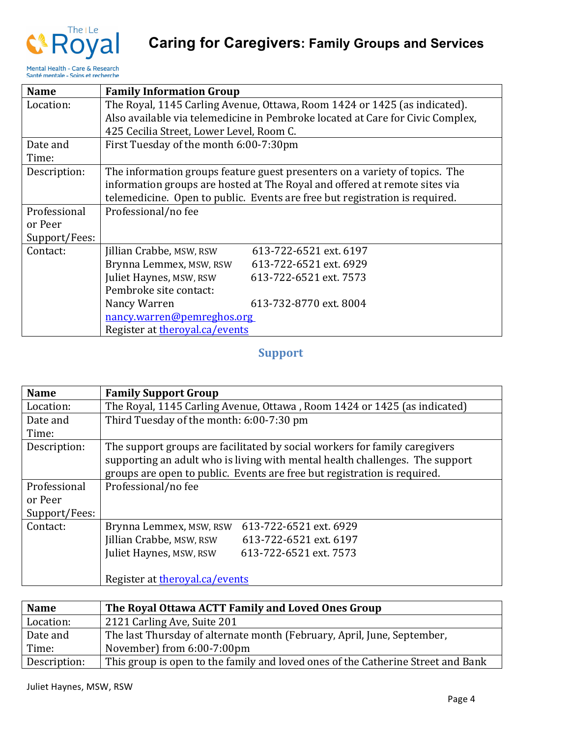| Name | Family Information Group |
|---|---|
| Location: | The Royal, 1145 Carling Avenue, Ottawa, Room 1424 or 1425 (as indicated). Also available via telemedicine in Pembroke located at Care for Civic Complex, 425 Cecilia Street, Lower Level, Room C. |
| Date and Time: | First Tuesday of the month 6:00-7:30pm |
| Description: | The information groups feature guest presenters on a variety of topics. The information groups are hosted at The Royal and offered at remote sites via telemedicine. Open to public. Events are free but registration is required. |
| Professional or Peer Support/Fees: | Professional/no fee |
| Contact: | Jillian Crabbe, MSW, RSW 613-722-6521 ext. 6197<br>Brynna Lemmex, MSW, RSW 613-722-6521 ext. 6929<br>Juliet Haynes, MSW, RSW 613-722-6521 ext. 7573<br>Pembroke site contact:<br>Nancy Warren 613-732-8770 ext. 8004<br>nancy.warren@pemreghos.org<br>Register at theroyal.ca/events |

## Support

| Name | Family Support Group |
|---|---|
| Location: | The Royal, 1145 Carling Avenue, Ottawa , Room 1424 or 1425 (as indicated) |
| Date and Time: | Third Tuesday of the month: 6:00-7:30 pm |
| Description: | The support groups are facilitated by social workers for family caregivers supporting an adult who is living with mental health challenges. The support groups are open to public. Events are free but registration is required. |
| Professional or Peer Support/Fees: | Professional/no fee |
| Contact: | Brynna Lemmex, MSW, RSW 613-722-6521 ext. 6929<br>Jillian Crabbe, MSW, RSW 613-722-6521 ext. 6197<br>Juliet Haynes, MSW, RSW 613-722-6521 ext. 7573<br><br>Register at theroyal.ca/events |

| Name | The Royal Ottawa ACTT Family and Loved Ones Group |
|---|---|
| Location: | 2121 Carling Ave, Suite 201 |
| Date and Time: | The last Thursday of alternate month (February, April, June, September, November) from 6:00-7:00pm |
| Description: | This group is open to the family and loved ones of the Catherine Street and Bank |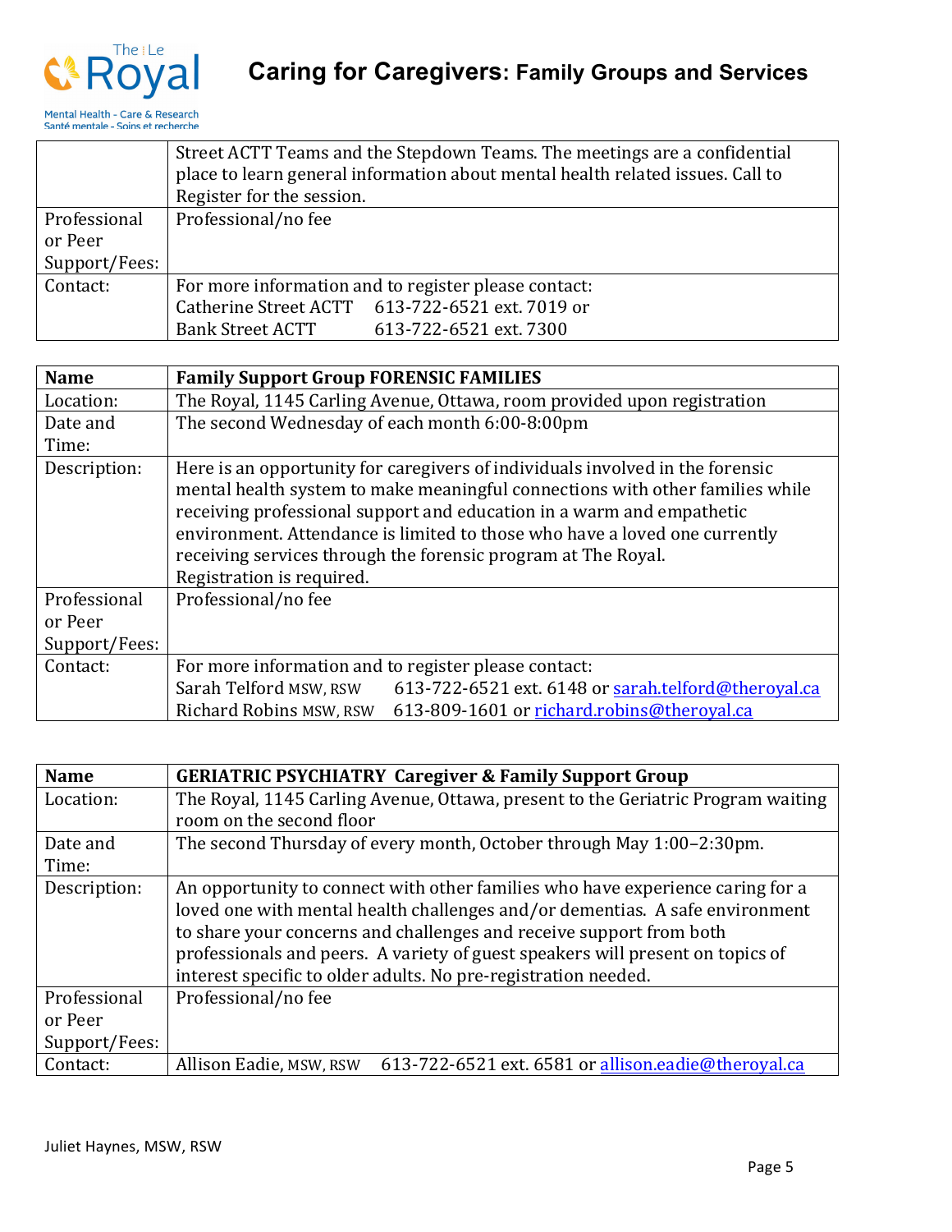|  | Street ACTT Teams and the Stepdown Teams. The meetings are a confidential place to learn general information about mental health related issues. Call to Register for the session. |
|---|---|
| Professional or Peer Support/Fees: | Professional/no fee |
| Contact: | For more information and to register please contact:<br>Catherine Street ACTT 613-722-6521 ext. 7019 or<br>Bank Street ACTT 613-722-6521 ext. 7300 |

| Name | Family Support Group FORENSIC FAMILIES |
|---|---|
| Location: | The Royal, 1145 Carling Avenue, Ottawa, room provided upon registration |
| Date and Time: | The second Wednesday of each month 6:00-8:00pm |
| Description: | Here is an opportunity for caregivers of individuals involved in the forensic mental health system to make meaningful connections with other families while receiving professional support and education in a warm and empathetic environment. Attendance is limited to those who have a loved one currently receiving services through the forensic program at The Royal.<br>Registration is required. |
| Professional or Peer Support/Fees: | Professional/no fee |
| Contact: | For more information and to register please contact:<br>Sarah Telford MSW, RSW 613-722-6521 ext. 6148 or sarah.telford@theroyal.ca<br>Richard Robins MSW, RSW 613-809-1601 or richard.robins@theroyal.ca |

| Name | GERIATRIC PSYCHIATRY Caregiver & Family Support Group |
|---|---|
| Location: | The Royal, 1145 Carling Avenue, Ottawa, present to the Geriatric Program waiting room on the second floor |
| Date and Time: | The second Thursday of every month, October through May 1:00–2:30pm. |
| Description: | An opportunity to connect with other families who have experience caring for a loved one with mental health challenges and/or dementias. A safe environment to share your concerns and challenges and receive support from both professionals and peers. A variety of guest speakers will present on topics of interest specific to older adults. No pre-registration needed. |
| Professional or Peer Support/Fees: | Professional/no fee |
| Contact: | Allison Eadie, MSW, RSW 613-722-6521 ext. 6581 or allison.eadie@theroyal.ca |

Juliet Haynes, MSW, RSW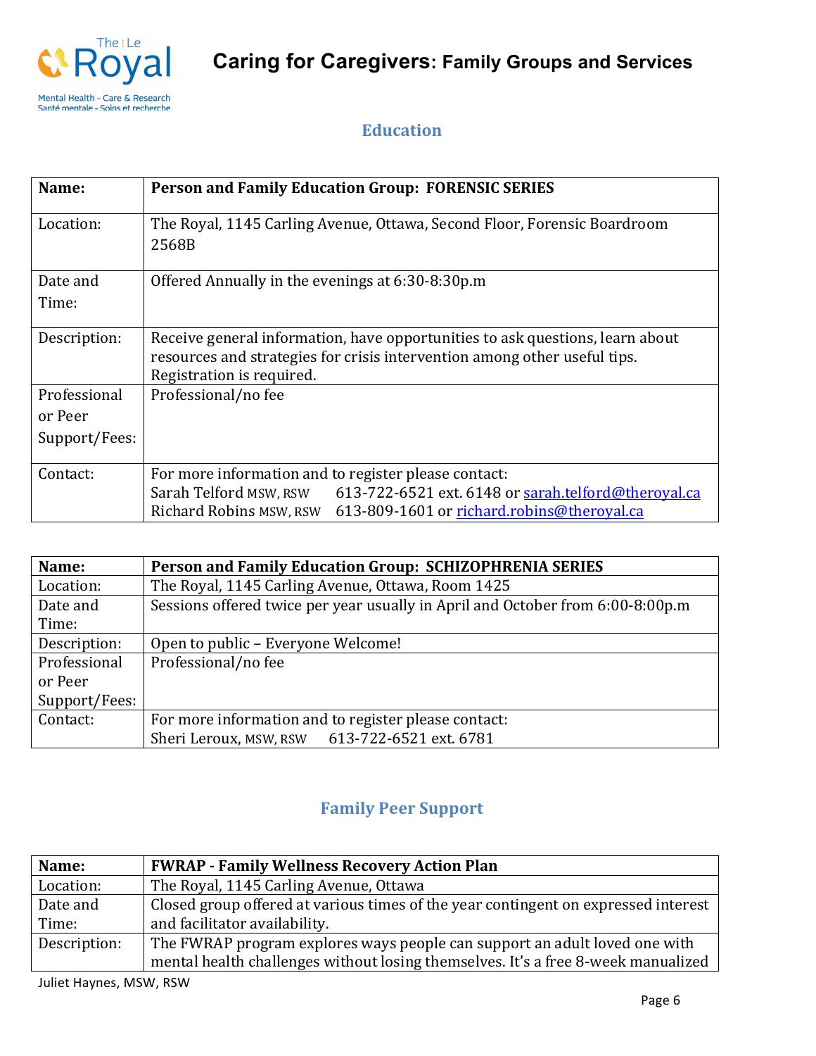## Education

| Name: | Person and Family Education Group: FORENSIC SERIES |
| --- | --- |
| Location: | The Royal, 1145 Carling Avenue, Ottawa, Second Floor, Forensic Boardroom 2568B |
| Date and Time: | Offered Annually in the evenings at 6:30-8:30p.m |
| Description: | Receive general information, have opportunities to ask questions, learn about resources and strategies for crisis intervention among other useful tips. Registration is required. |
| Professional or Peer Support/Fees: | Professional/no fee |
| Contact: | For more information and to register please contact:<br>Sarah Telford MSW, RSW 613-722-6521 ext. 6148 or sarah.telford@theroyal.ca<br>Richard Robins MSW, RSW 613-809-1601 or richard.robins@theroyal.ca |

| Name: | Person and Family Education Group: SCHIZOPHRENIA SERIES |
| --- | --- |
| Location: | The Royal, 1145 Carling Avenue, Ottawa, Room 1425 |
| Date and Time: | Sessions offered twice per year usually in April and October from 6:00-8:00p.m |
| Description: | Open to public – Everyone Welcome! |
| Professional or Peer Support/Fees: | Professional/no fee |
| Contact: | For more information and to register please contact:<br>Sheri Leroux, MSW, RSW 613-722-6521 ext. 6781 |

## Family Peer Support

| Name: | FWRAP - Family Wellness Recovery Action Plan |
| --- | --- |
| Location: | The Royal, 1145 Carling Avenue, Ottawa |
| Date and Time: | Closed group offered at various times of the year contingent on expressed interest and facilitator availability. |
| Description: | The FWRAP program explores ways people can support an adult loved one with mental health challenges without losing themselves. It's a free 8-week manualized |

Juliet Haynes, MSW, RSW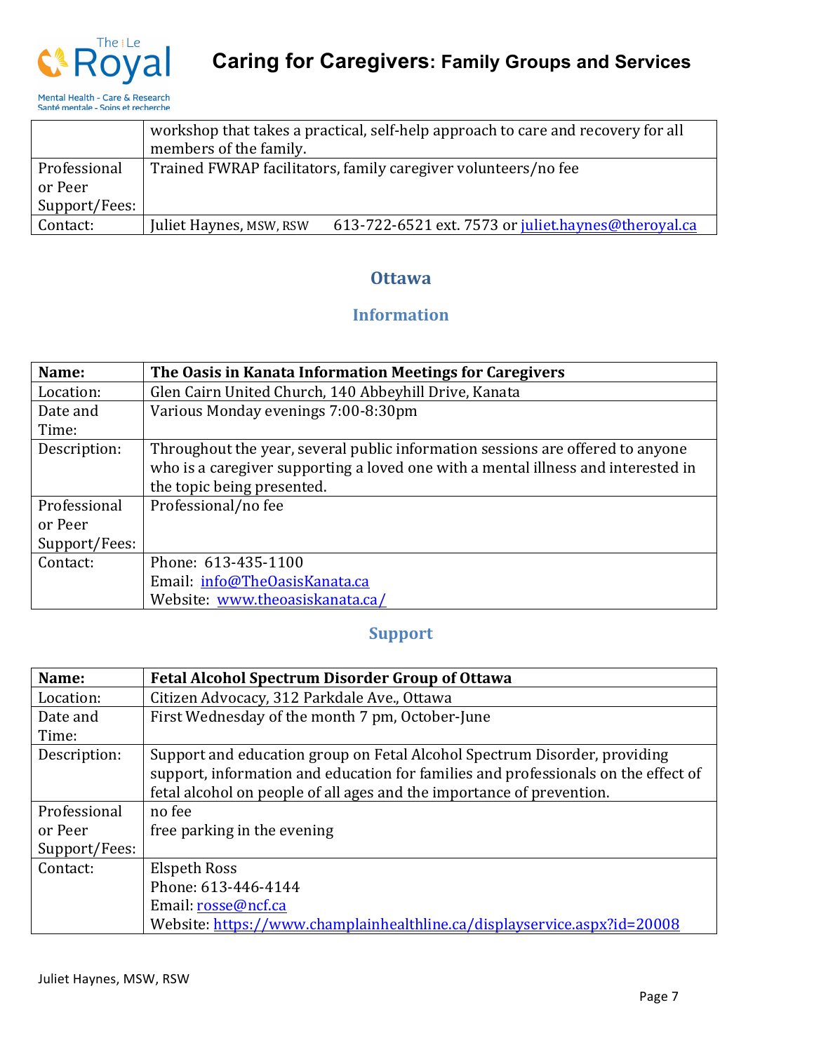| | |
|---|---|
| | workshop that takes a practical, self-help approach to care and recovery for all members of the family. |
| Professional or Peer Support/Fees: | Trained FWRAP facilitators, family caregiver volunteers/no fee |
| Contact: | Juliet Haynes, MSW, RSW 613-722-6521 ext. 7573 or juliet.haynes@theroyal.ca |

## Ottawa

### Information

| Name: | The Oasis in Kanata Information Meetings for Caregivers |
|---|---|
| Location: | Glen Cairn United Church, 140 Abbeyhill Drive, Kanata |
| Date and Time: | Various Monday evenings 7:00-8:30pm |
| Description: | Throughout the year, several public information sessions are offered to anyone who is a caregiver supporting a loved one with a mental illness and interested in the topic being presented. |
| Professional or Peer Support/Fees: | Professional/no fee |
| Contact: | Phone: 613-435-1100<br>Email: info@TheOasisKanata.ca<br>Website: www.theoasiskanata.ca/ |

### Support

| Name: | Fetal Alcohol Spectrum Disorder Group of Ottawa |
|---|---|
| Location: | Citizen Advocacy, 312 Parkdale Ave., Ottawa |
| Date and Time: | First Wednesday of the month 7 pm, October-June |
| Description: | Support and education group on Fetal Alcohol Spectrum Disorder, providing support, information and education for families and professionals on the effect of fetal alcohol on people of all ages and the importance of prevention. |
| Professional or Peer Support/Fees: | no fee<br>free parking in the evening |
| Contact: | Elspeth Ross<br>Phone: 613-446-4144<br>Email: rosse@ncf.ca<br>Website: https://www.champlainhealthline.ca/displayservice.aspx?id=20008 |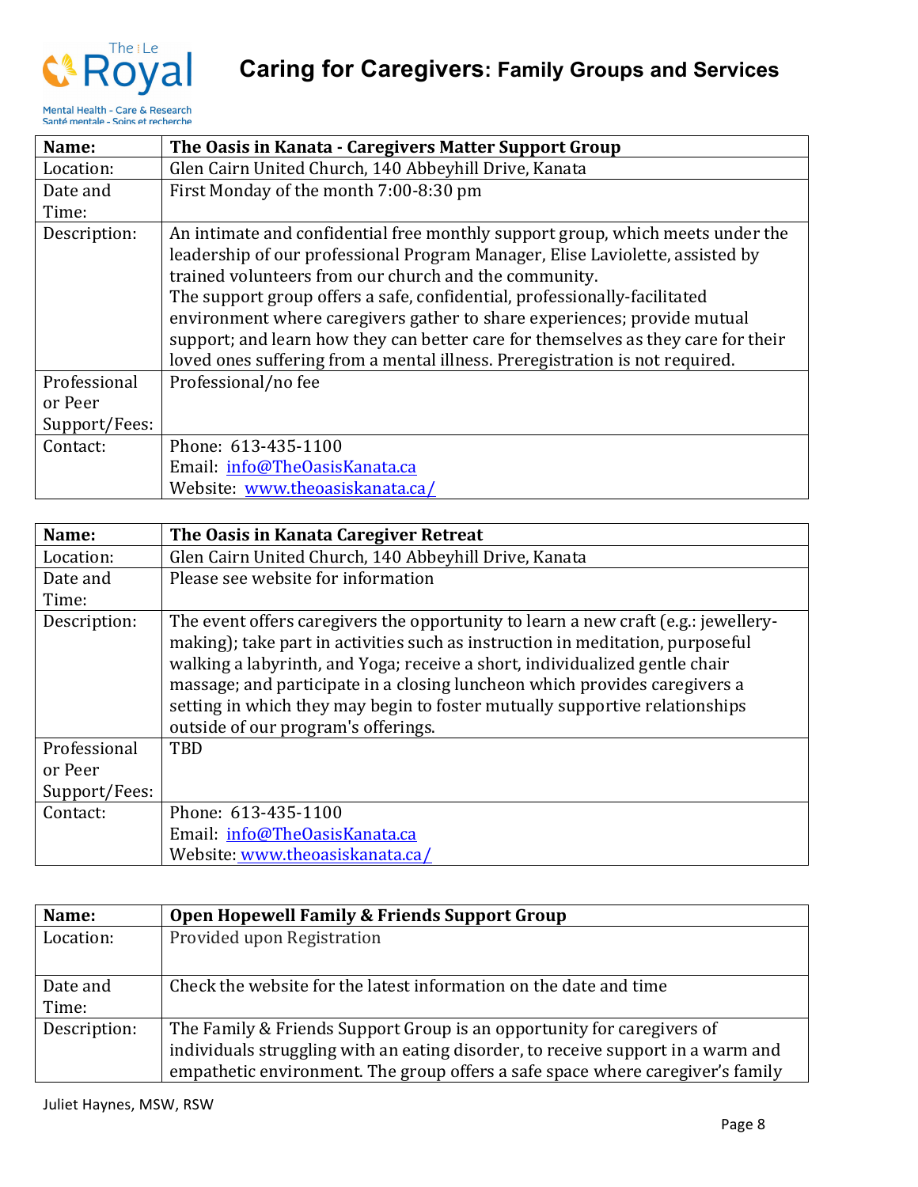| Name: | The Oasis in Kanata - Caregivers Matter Support Group |
|---|---|
| Location: | Glen Cairn United Church, 140 Abbeyhill Drive, Kanata |
| Date and Time: | First Monday of the month 7:00-8:30 pm |
| Description: | An intimate and confidential free monthly support group, which meets under the leadership of our professional Program Manager, Elise Laviolette, assisted by trained volunteers from our church and the community. The support group offers a safe, confidential, professionally-facilitated environment where caregivers gather to share experiences; provide mutual support; and learn how they can better care for themselves as they care for their loved ones suffering from a mental illness. Preregistration is not required. |
| Professional or Peer Support/Fees: | Professional/no fee |
| Contact: | Phone: 613-435-1100<br>Email: info@TheOasisKanata.ca<br>Website: www.theoasiskanata.ca/ |

| Name: | The Oasis in Kanata Caregiver Retreat |
|---|---|
| Location: | Glen Cairn United Church, 140 Abbeyhill Drive, Kanata |
| Date and Time: | Please see website for information |
| Description: | The event offers caregivers the opportunity to learn a new craft (e.g.: jewellery-making); take part in activities such as instruction in meditation, purposeful walking a labyrinth, and Yoga; receive a short, individualized gentle chair massage; and participate in a closing luncheon which provides caregivers a setting in which they may begin to foster mutually supportive relationships outside of our program's offerings. |
| Professional or Peer Support/Fees: | TBD |
| Contact: | Phone: 613-435-1100<br>Email: info@TheOasisKanata.ca<br>Website: www.theoasiskanata.ca/ |

| Name: | Open Hopewell Family & Friends Support Group |
|---|---|
| Location: | Provided upon Registration |
| Date and Time: | Check the website for the latest information on the date and time |
| Description: | The Family & Friends Support Group is an opportunity for caregivers of individuals struggling with an eating disorder, to receive support in a warm and empathetic environment. The group offers a safe space where caregiver's family |

Juliet Haynes, MSW, RSW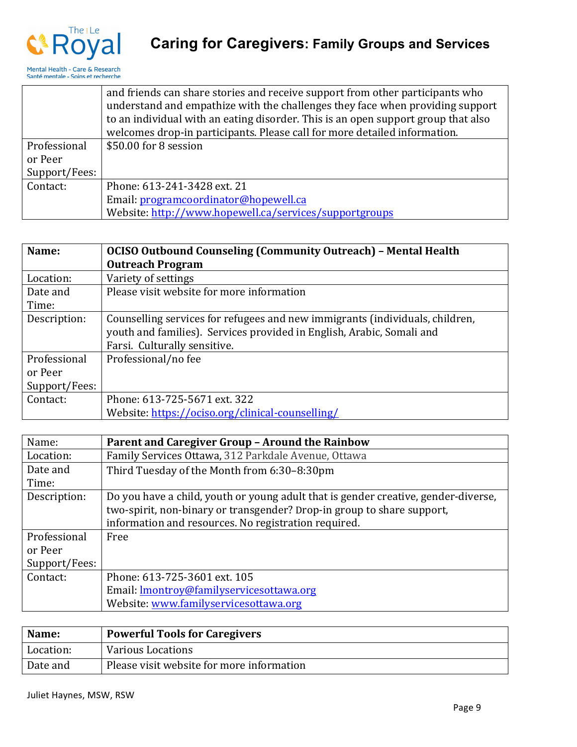|  | and friends can share stories and receive support from other participants who understand and empathize with the challenges they face when providing support to an individual with an eating disorder. This is an open support group that also welcomes drop-in participants. Please call for more detailed information. |
|---|---|
| Professional or Peer Support/Fees: | $50.00 for 8 session |
| Contact: | Phone: 613-241-3428 ext. 21<br>Email: programcoordinator@hopewell.ca<br>Website: http://www.hopewell.ca/services/supportgroups |

| **Name:** | **OCISO Outbound Counseling (Community Outreach) – Mental Health Outreach Program** |
|---|---|
| Location: | Variety of settings |
| Date and Time: | Please visit website for more information |
| Description: | Counselling services for refugees and new immigrants (individuals, children, youth and families). Services provided in English, Arabic, Somali and Farsi. Culturally sensitive. |
| Professional or Peer Support/Fees: | Professional/no fee |
| Contact: | Phone: 613-725-5671 ext. 322<br>Website: https://ociso.org/clinical-counselling/ |

| Name: | **Parent and Caregiver Group – Around the Rainbow** |
|---|---|
| Location: | Family Services Ottawa, 312 Parkdale Avenue, Ottawa |
| Date and Time: | Third Tuesday of the Month from 6:30–8:30pm |
| Description: | Do you have a child, youth or young adult that is gender creative, gender-diverse, two-spirit, non-binary or transgender? Drop-in group to share support, information and resources. No registration required. |
| Professional or Peer Support/Fees: | Free |
| Contact: | Phone: 613-725-3601 ext. 105<br>Email: lmontroy@familyservicesottawa.org<br>Website: www.familyservicesottawa.org |

| **Name:** | **Powerful Tools for Caregivers** |
|---|---|
| Location: | Various Locations |
| Date and | Please visit website for more information |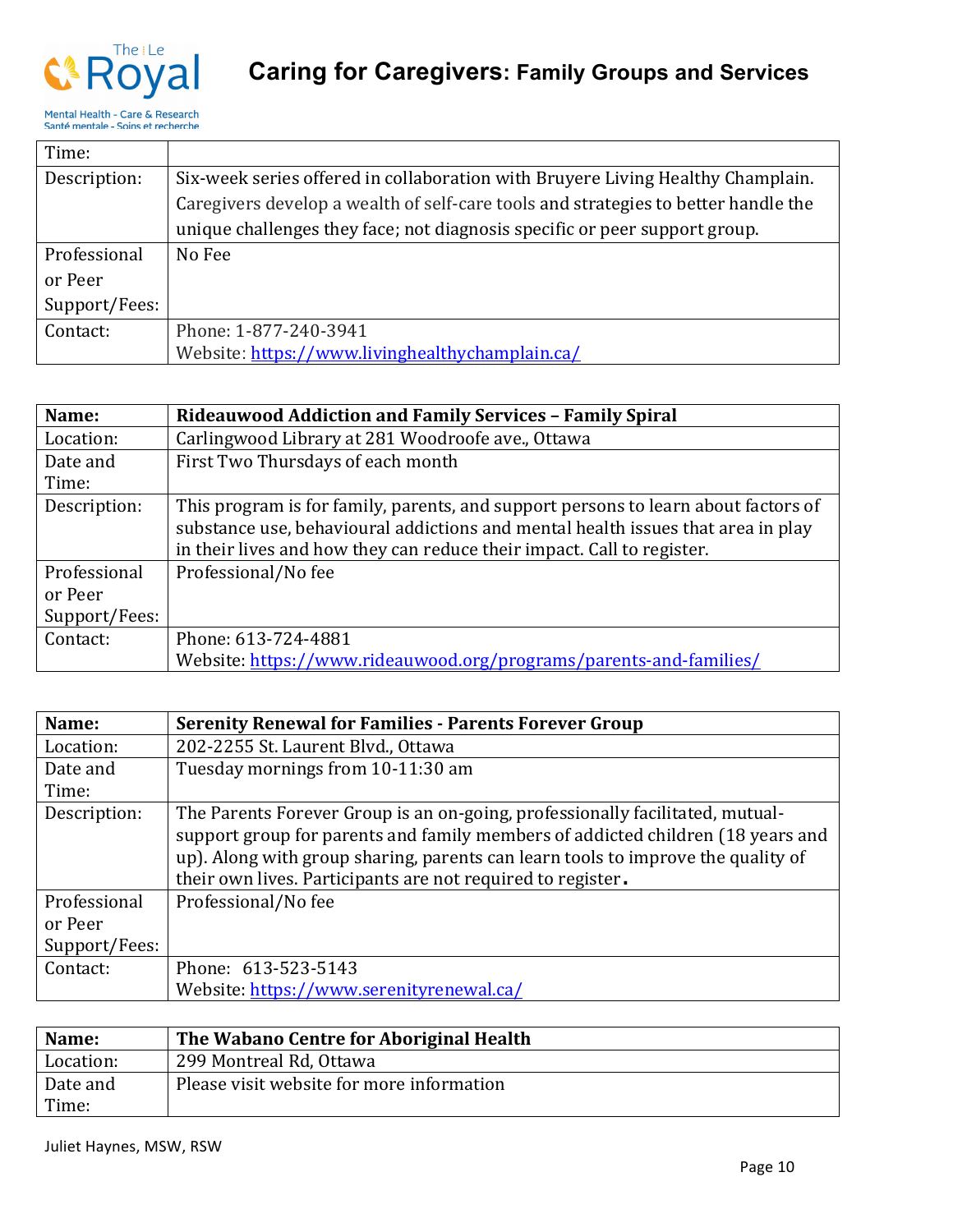| Time: | |
|---|---|
| Description: | Six-week series offered in collaboration with Bruyere Living Healthy Champlain. Caregivers develop a wealth of self-care tools and strategies to better handle the unique challenges they face; not diagnosis specific or peer support group. |
| Professional or Peer Support/Fees: | No Fee |
| Contact: | Phone: 1-877-240-3941<br>Website: https://www.livinghealthychamplain.ca/ |

| Name: | **Rideauwood Addiction and Family Services – Family Spiral** |
|---|---|
| Location: | Carlingwood Library at 281 Woodroofe ave., Ottawa |
| Date and Time: | First Two Thursdays of each month |
| Description: | This program is for family, parents, and support persons to learn about factors of substance use, behavioural addictions and mental health issues that area in play in their lives and how they can reduce their impact. Call to register. |
| Professional or Peer Support/Fees: | Professional/No fee |
| Contact: | Phone: 613-724-4881<br>Website: https://www.rideauwood.org/programs/parents-and-families/ |

| Name: | **Serenity Renewal for Families - Parents Forever Group** |
|---|---|
| Location: | 202-2255 St. Laurent Blvd., Ottawa |
| Date and Time: | Tuesday mornings from 10-11:30 am |
| Description: | The Parents Forever Group is an on-going, professionally facilitated, mutual-support group for parents and family members of addicted children (18 years and up). Along with group sharing, parents can learn tools to improve the quality of their own lives. Participants are not required to register. |
| Professional or Peer Support/Fees: | Professional/No fee |
| Contact: | Phone: 613-523-5143<br>Website: https://www.serenityrenewal.ca/ |

| Name: | **The Wabano Centre for Aboriginal Health** |
|---|---|
| Location: | 299 Montreal Rd, Ottawa |
| Date and Time: | Please visit website for more information |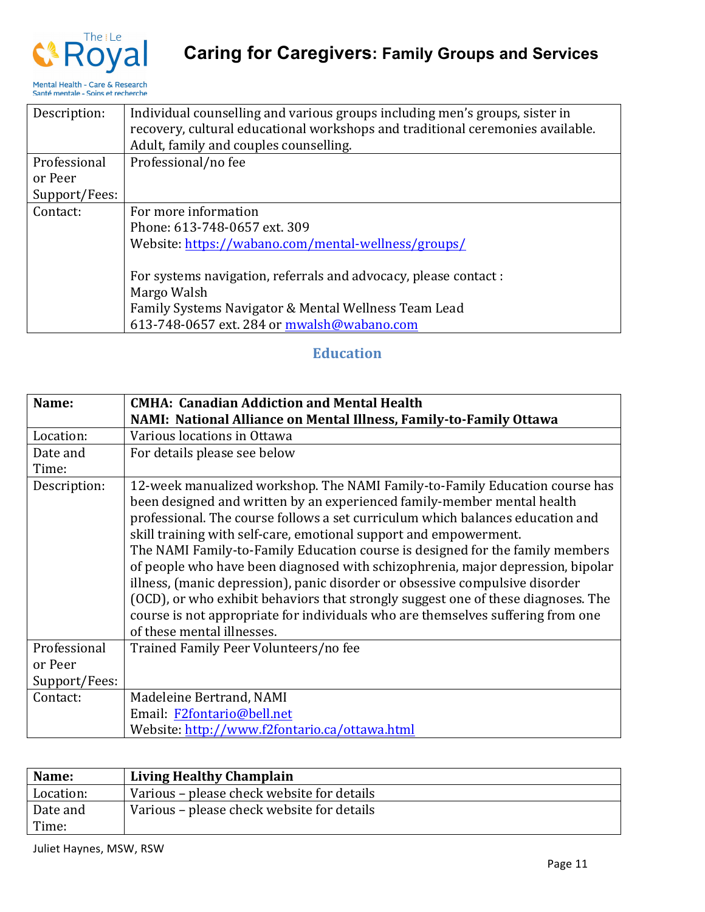| | |
|---|---|
| Description: | Individual counselling and various groups including men's groups, sister in recovery, cultural educational workshops and traditional ceremonies available. Adult, family and couples counselling. |
| Professional or Peer Support/Fees: | Professional/no fee |
| Contact: | For more information<br>Phone: 613-748-0657 ext. 309<br>Website: https://wabano.com/mental-wellness/groups/<br><br>For systems navigation, referrals and advocacy, please contact :<br>Margo Walsh<br>Family Systems Navigator & Mental Wellness Team Lead<br>613-748-0657 ext. 284 or mwalsh@wabano.com |

## Education

| Name: | **CMHA: Canadian Addiction and Mental Health**<br>**NAMI: National Alliance on Mental Illness, Family-to-Family Ottawa** |
|---|---|
| Location: | Various locations in Ottawa |
| Date and Time: | For details please see below |
| Description: | 12-week manualized workshop. The NAMI Family-to-Family Education course has been designed and written by an experienced family-member mental health professional. The course follows a set curriculum which balances education and skill training with self-care, emotional support and empowerment.<br>The NAMI Family-to-Family Education course is designed for the family members of people who have been diagnosed with schizophrenia, major depression, bipolar illness, (manic depression), panic disorder or obsessive compulsive disorder (OCD), or who exhibit behaviors that strongly suggest one of these diagnoses. The course is not appropriate for individuals who are themselves suffering from one of these mental illnesses. |
| Professional or Peer Support/Fees: | Trained Family Peer Volunteers/no fee |
| Contact: | Madeleine Bertrand, NAMI<br>Email: F2fontario@bell.net<br>Website: http://www.f2fontario.ca/ottawa.html |

| Name: | **Living Healthy Champlain** |
|---|---|
| Location: | Various – please check website for details |
| Date and Time: | Various – please check website for details |

Juliet Haynes, MSW, RSW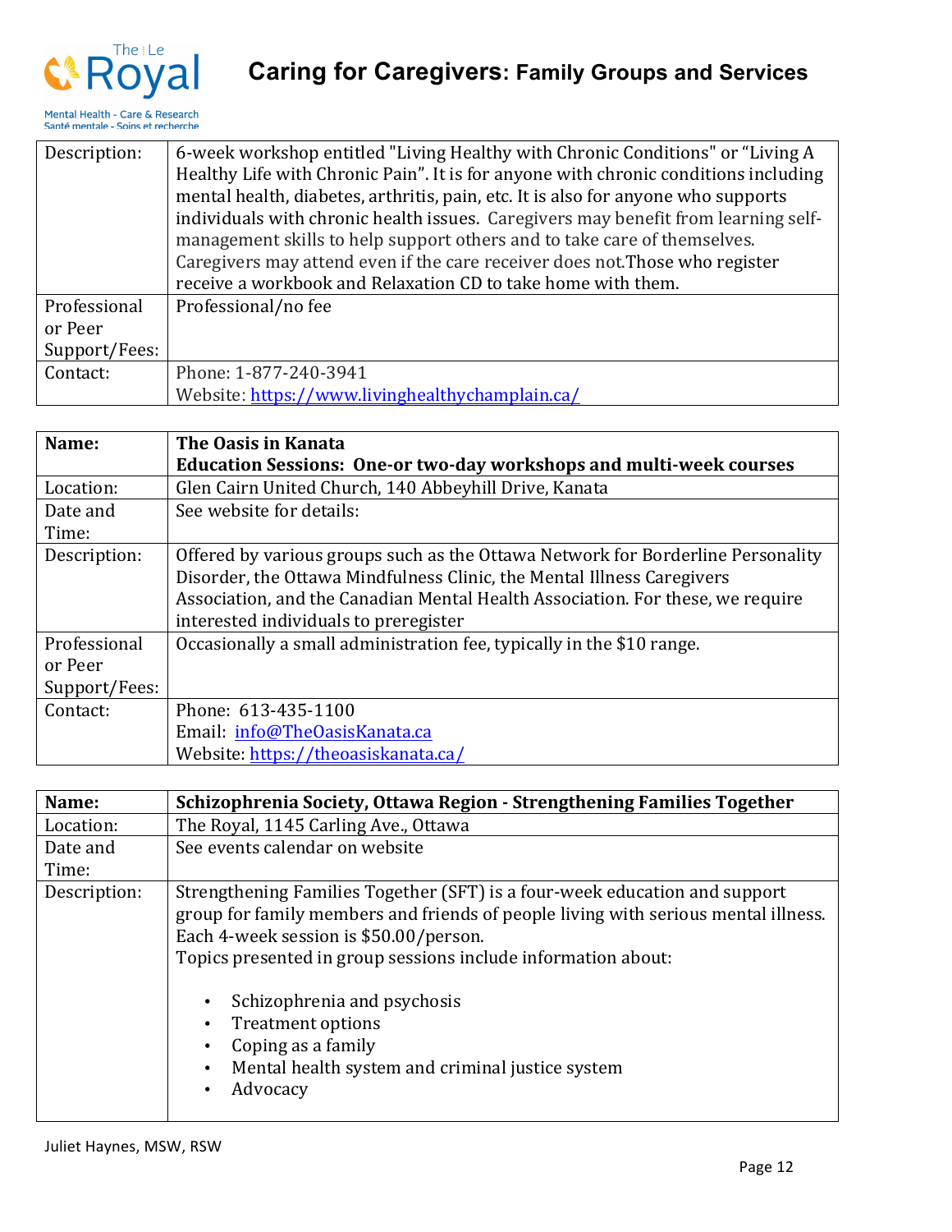| | |
|---|---|
| Description: | 6-week workshop entitled "Living Healthy with Chronic Conditions" or "Living A Healthy Life with Chronic Pain". It is for anyone with chronic conditions including mental health, diabetes, arthritis, pain, etc. It is also for anyone who supports individuals with chronic health issues. Caregivers may benefit from learning self-management skills to help support others and to take care of themselves. Caregivers may attend even if the care receiver does not.Those who register receive a workbook and Relaxation CD to take home with them. |
| Professional or Peer Support/Fees: | Professional/no fee |
| Contact: | Phone: 1-877-240-3941<br>Website: https://www.livinghealthychamplain.ca/ |

| **Name:** | **The Oasis in Kanata**<br>**Education Sessions: One-or two-day workshops and multi-week courses** |
|---|---|
| Location: | Glen Cairn United Church, 140 Abbeyhill Drive, Kanata |
| Date and Time: | See website for details: |
| Description: | Offered by various groups such as the Ottawa Network for Borderline Personality Disorder, the Ottawa Mindfulness Clinic, the Mental Illness Caregivers Association, and the Canadian Mental Health Association. For these, we require interested individuals to preregister |
| Professional or Peer Support/Fees: | Occasionally a small administration fee, typically in the $10 range. |
| Contact: | Phone: 613-435-1100<br>Email: info@TheOasisKanata.ca<br>Website: https://theoasiskanata.ca/ |

| **Name:** | **Schizophrenia Society, Ottawa Region - Strengthening Families Together** |
|---|---|
| Location: | The Royal, 1145 Carling Ave., Ottawa |
| Date and Time: | See events calendar on website |
| Description: | Strengthening Families Together (SFT) is a four-week education and support group for family members and friends of people living with serious mental illness. Each 4-week session is $50.00/person.<br>Topics presented in group sessions include information about:<br>• Schizophrenia and psychosis<br>• Treatment options<br>• Coping as a family<br>• Mental health system and criminal justice system<br>• Advocacy |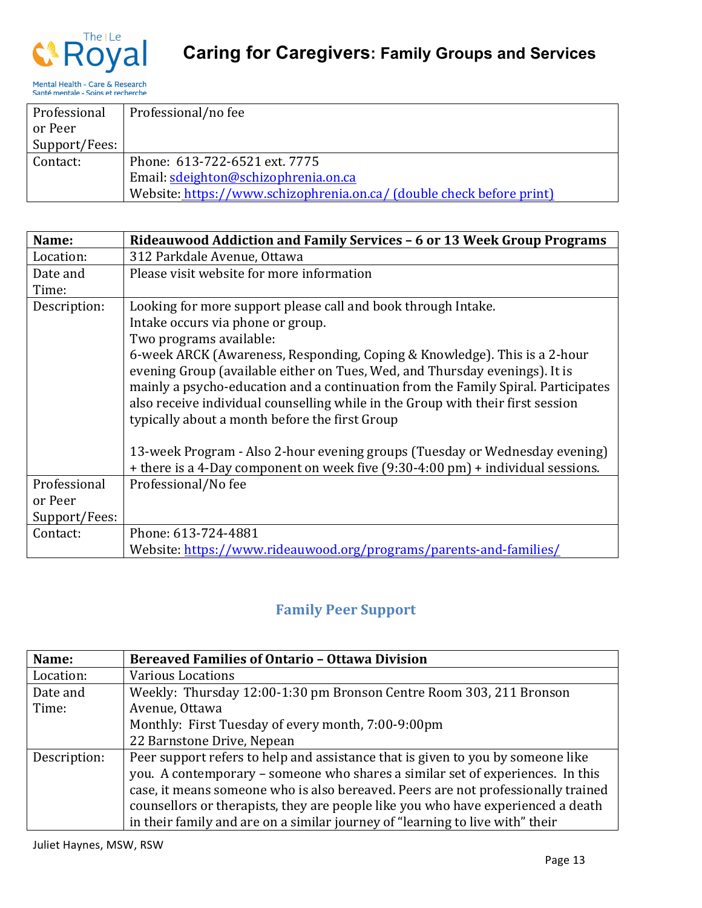| | |
|---|---|
| Professional or Peer Support/Fees: | Professional/no fee |
| Contact: | Phone: 613-722-6521 ext. 7775<br>Email: sdeighton@schizophrenia.on.ca<br>Website: https://www.schizophrenia.on.ca/ (double check before print) |

| Name: | Rideauwood Addiction and Family Services – 6 or 13 Week Group Programs |
|---|---|
| Location: | 312 Parkdale Avenue, Ottawa |
| Date and Time: | Please visit website for more information |
| Description: | Looking for more support please call and book through Intake.<br>Intake occurs via phone or group.<br>Two programs available:<br>6-week ARCK (Awareness, Responding, Coping & Knowledge). This is a 2-hour evening Group (available either on Tues, Wed, and Thursday evenings). It is mainly a psycho-education and a continuation from the Family Spiral. Participates also receive individual counselling while in the Group with their first session typically about a month before the first Group<br><br>13-week Program - Also 2-hour evening groups (Tuesday or Wednesday evening) + there is a 4-Day component on week five (9:30-4:00 pm) + individual sessions. |
| Professional or Peer Support/Fees: | Professional/No fee |
| Contact: | Phone: 613-724-4881<br>Website: https://www.rideauwood.org/programs/parents-and-families/ |

## Family Peer Support

| Name: | Bereaved Families of Ontario – Ottawa Division |
|---|---|
| Location: | Various Locations |
| Date and Time: | Weekly: Thursday 12:00-1:30 pm Bronson Centre Room 303, 211 Bronson Avenue, Ottawa<br>Monthly: First Tuesday of every month, 7:00-9:00pm<br>22 Barnstone Drive, Nepean |
| Description: | Peer support refers to help and assistance that is given to you by someone like you. A contemporary – someone who shares a similar set of experiences. In this case, it means someone who is also bereaved. Peers are not professionally trained counsellors or therapists, they are people like you who have experienced a death in their family and are on a similar journey of "learning to live with" their |

Juliet Haynes, MSW, RSW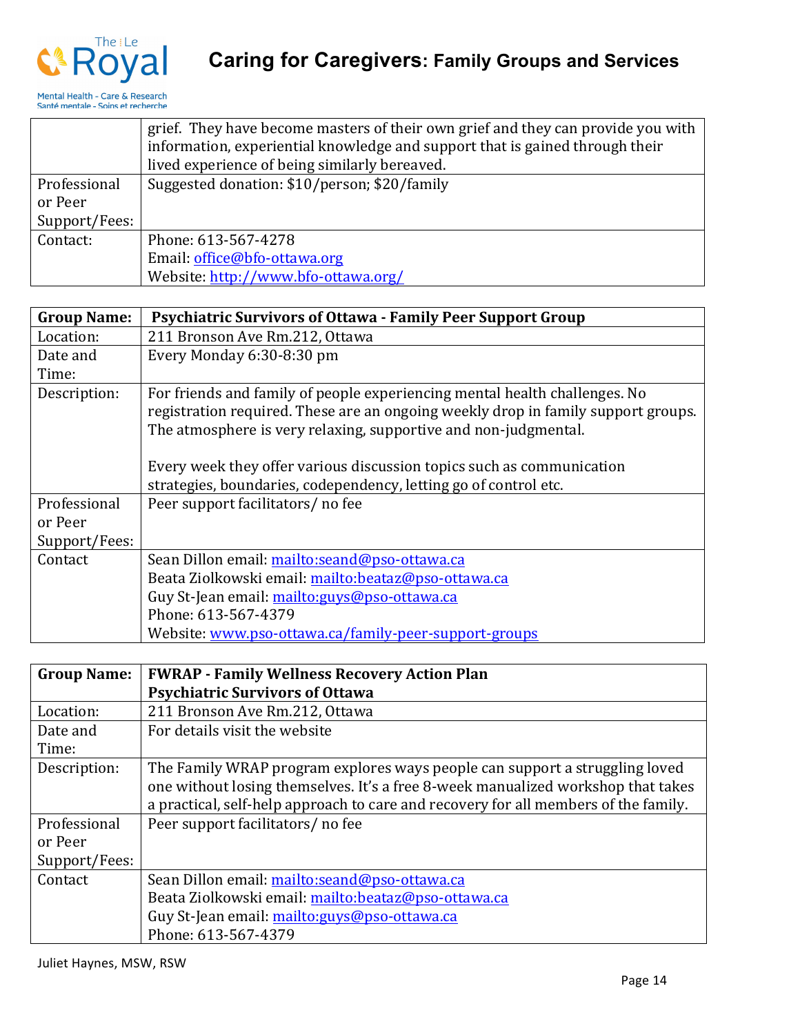| | |
|---|---|
| | grief. They have become masters of their own grief and they can provide you with information, experiential knowledge and support that is gained through their lived experience of being similarly bereaved. |
| Professional or Peer Support/Fees: | Suggested donation: $10/person; $20/family |
| Contact: | Phone: 613-567-4278<br>Email: office@bfo-ottawa.org<br>Website: http://www.bfo-ottawa.org/ |

| **Group Name:** | **Psychiatric Survivors of Ottawa - Family Peer Support Group** |
|---|---|
| Location: | 211 Bronson Ave Rm.212, Ottawa |
| Date and Time: | Every Monday 6:30-8:30 pm |
| Description: | For friends and family of people experiencing mental health challenges. No registration required. These are an ongoing weekly drop in family support groups. The atmosphere is very relaxing, supportive and non-judgmental.<br><br>Every week they offer various discussion topics such as communication strategies, boundaries, codependency, letting go of control etc. |
| Professional or Peer Support/Fees: | Peer support facilitators/ no fee |
| Contact | Sean Dillon email: mailto:seand@pso-ottawa.ca<br>Beata Ziolkowski email: mailto:beataz@pso-ottawa.ca<br>Guy St-Jean email: mailto:guys@pso-ottawa.ca<br>Phone: 613-567-4379<br>Website: www.pso-ottawa.ca/family-peer-support-groups |

| **Group Name:** | **FWRAP - Family Wellness Recovery Action Plan<br>Psychiatric Survivors of Ottawa** |
|---|---|
| Location: | 211 Bronson Ave Rm.212, Ottawa |
| Date and Time: | For details visit the website |
| Description: | The Family WRAP program explores ways people can support a struggling loved one without losing themselves. It's a free 8-week manualized workshop that takes a practical, self-help approach to care and recovery for all members of the family. |
| Professional or Peer Support/Fees: | Peer support facilitators/ no fee |
| Contact | Sean Dillon email: mailto:seand@pso-ottawa.ca<br>Beata Ziolkowski email: mailto:beataz@pso-ottawa.ca<br>Guy St-Jean email: mailto:guys@pso-ottawa.ca<br>Phone: 613-567-4379 |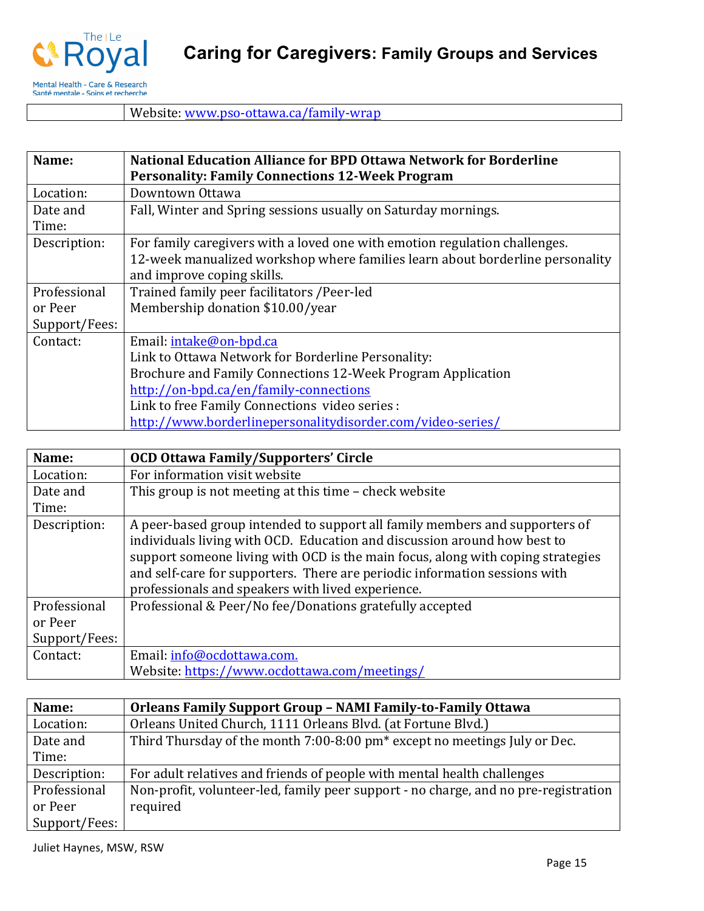| | |
|---|---|
| | Website: www.pso-ottawa.ca/family-wrap |

| **Name:** | **National Education Alliance for BPD Ottawa Network for Borderline Personality: Family Connections 12-Week Program** |
|---|---|
| Location: | Downtown Ottawa |
| Date and Time: | Fall, Winter and Spring sessions usually on Saturday mornings. |
| Description: | For family caregivers with a loved one with emotion regulation challenges. 12-week manualized workshop where families learn about borderline personality and improve coping skills. |
| Professional or Peer Support/Fees: | Trained family peer facilitators /Peer-led<br>Membership donation $10.00/year |
| Contact: | Email: intake@on-bpd.ca<br>Link to Ottawa Network for Borderline Personality:<br>Brochure and Family Connections 12-Week Program Application<br>http://on-bpd.ca/en/family-connections<br>Link to free Family Connections video series :<br>http://www.borderlinepersonalitydisorder.com/video-series/ |

| **Name:** | **OCD Ottawa Family/Supporters' Circle** |
|---|---|
| Location: | For information visit website |
| Date and Time: | This group is not meeting at this time – check website |
| Description: | A peer-based group intended to support all family members and supporters of individuals living with OCD. Education and discussion around how best to support someone living with OCD is the main focus, along with coping strategies and self-care for supporters. There are periodic information sessions with professionals and speakers with lived experience. |
| Professional or Peer Support/Fees: | Professional & Peer/No fee/Donations gratefully accepted |
| Contact: | Email: info@ocdottawa.com.<br>Website: https://www.ocdottawa.com/meetings/ |

| **Name:** | **Orleans Family Support Group – NAMI Family-to-Family Ottawa** |
|---|---|
| Location: | Orleans United Church, 1111 Orleans Blvd. (at Fortune Blvd.) |
| Date and Time: | Third Thursday of the month 7:00-8:00 pm* except no meetings July or Dec. |
| Description: | For adult relatives and friends of people with mental health challenges |
| Professional or Peer Support/Fees: | Non-profit, volunteer-led, family peer support - no charge, and no pre-registration required |

Juliet Haynes, MSW, RSW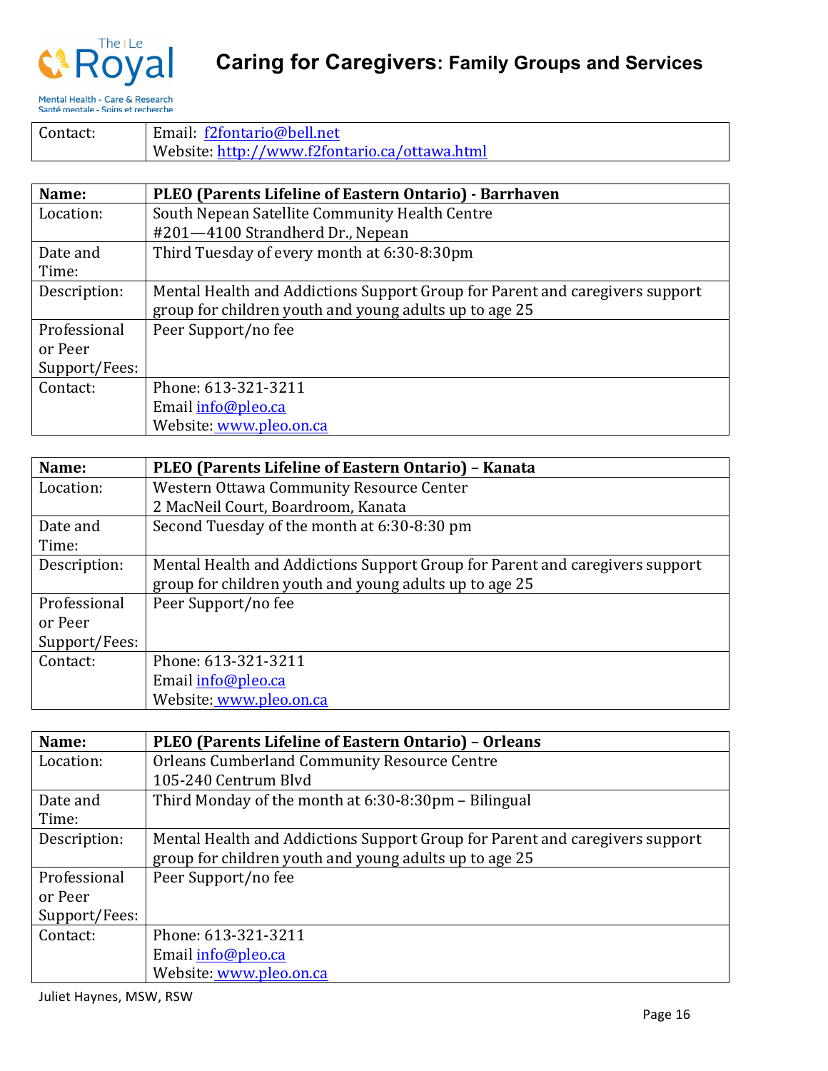| Contact: | Email: f2fontario@bell.net<br>Website: http://www.f2fontario.ca/ottawa.html |
|---|---|

| **Name:** | **PLEO (Parents Lifeline of Eastern Ontario) - Barrhaven** |
|---|---|
| Location: | South Nepean Satellite Community Health Centre<br>#201—4100 Strandherd Dr., Nepean |
| Date and Time: | Third Tuesday of every month at 6:30-8:30pm |
| Description: | Mental Health and Addictions Support Group for Parent and caregivers support group for children youth and young adults up to age 25 |
| Professional or Peer Support/Fees: | Peer Support/no fee |
| Contact: | Phone: 613-321-3211<br>Email info@pleo.ca<br>Website: www.pleo.on.ca |

| **Name:** | **PLEO (Parents Lifeline of Eastern Ontario) – Kanata** |
|---|---|
| Location: | Western Ottawa Community Resource Center<br>2 MacNeil Court, Boardroom, Kanata |
| Date and Time: | Second Tuesday of the month at 6:30-8:30 pm |
| Description: | Mental Health and Addictions Support Group for Parent and caregivers support group for children youth and young adults up to age 25 |
| Professional or Peer Support/Fees: | Peer Support/no fee |
| Contact: | Phone: 613-321-3211<br>Email info@pleo.ca<br>Website: www.pleo.on.ca |

| **Name:** | **PLEO (Parents Lifeline of Eastern Ontario) – Orleans** |
|---|---|
| Location: | Orleans Cumberland Community Resource Centre<br>105-240 Centrum Blvd |
| Date and Time: | Third Monday of the month 6:30-8:30pm – Bilingual |
| Description: | Mental Health and Addictions Support Group for Parent and caregivers support group for children youth and young adults up to age 25 |
| Professional or Peer Support/Fees: | Peer Support/no fee |
| Contact: | Phone: 613-321-3211<br>Email info@pleo.ca<br>Website: www.pleo.on.ca |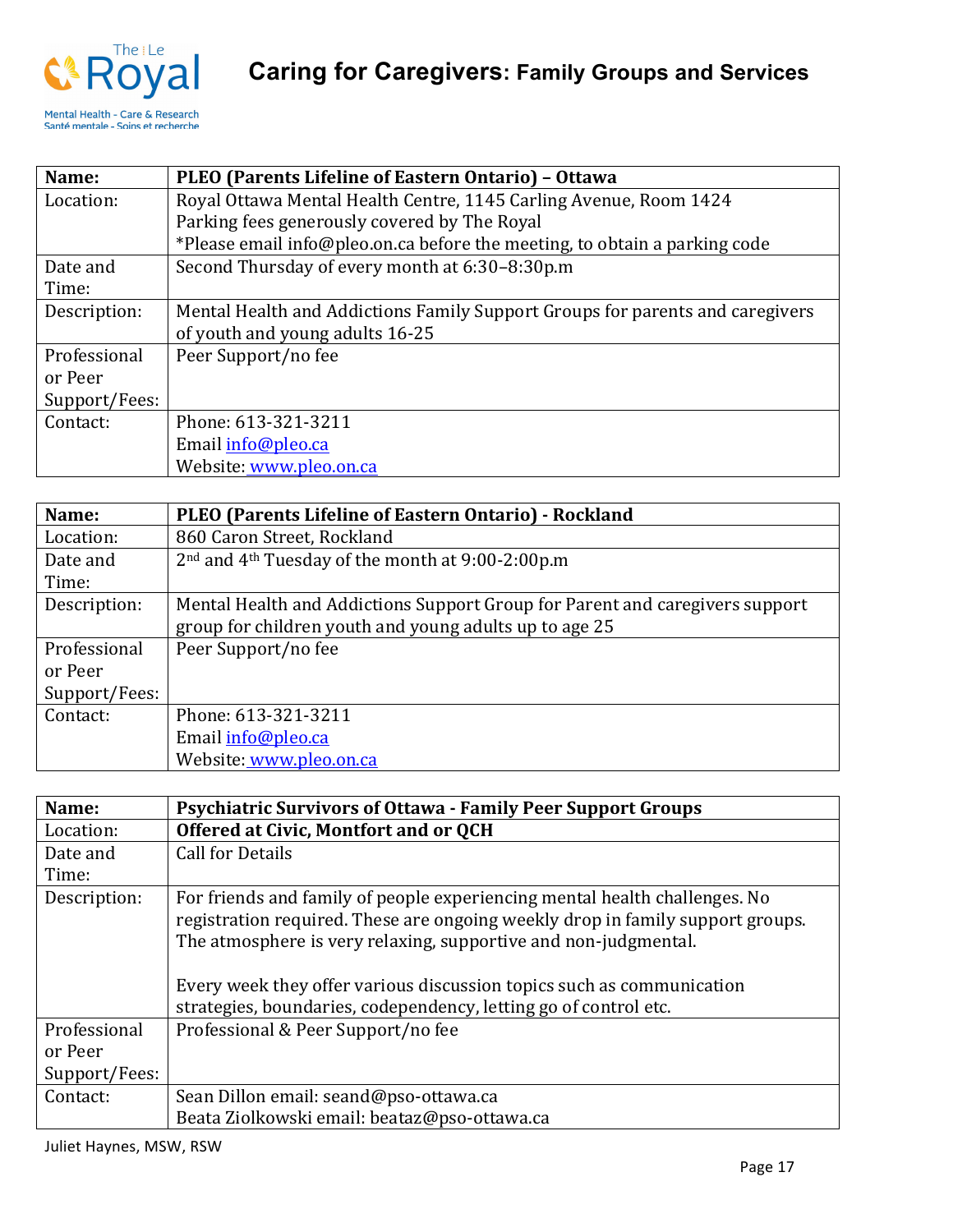# Caring for Caregivers: Family Groups and Services

| Name: | **PLEO (Parents Lifeline of Eastern Ontario) – Ottawa** |
|---|---|
| Location: | Royal Ottawa Mental Health Centre, 1145 Carling Avenue, Room 1424<br>Parking fees generously covered by The Royal<br>*Please email info@pleo.on.ca before the meeting, to obtain a parking code |
| Date and Time: | Second Thursday of every month at 6:30–8:30p.m |
| Description: | Mental Health and Addictions Family Support Groups for parents and caregivers of youth and young adults 16-25 |
| Professional or Peer Support/Fees: | Peer Support/no fee |
| Contact: | Phone: 613-321-3211<br>Email info@pleo.ca<br>Website: www.pleo.on.ca |

| Name: | **PLEO (Parents Lifeline of Eastern Ontario) - Rockland** |
|---|---|
| Location: | 860 Caron Street, Rockland |
| Date and Time: | 2nd and 4th Tuesday of the month at 9:00-2:00p.m |
| Description: | Mental Health and Addictions Support Group for Parent and caregivers support group for children youth and young adults up to age 25 |
| Professional or Peer Support/Fees: | Peer Support/no fee |
| Contact: | Phone: 613-321-3211<br>Email info@pleo.ca<br>Website: www.pleo.on.ca |

| Name: | **Psychiatric Survivors of Ottawa - Family Peer Support Groups** |
|---|---|
| Location: | **Offered at Civic, Montfort and or QCH** |
| Date and Time: | Call for Details |
| Description: | For friends and family of people experiencing mental health challenges. No registration required. These are ongoing weekly drop in family support groups. The atmosphere is very relaxing, supportive and non-judgmental.<br><br>Every week they offer various discussion topics such as communication strategies, boundaries, codependency, letting go of control etc. |
| Professional or Peer Support/Fees: | Professional & Peer Support/no fee |
| Contact: | Sean Dillon email: seand@pso-ottawa.ca<br>Beata Ziolkowski email: beataz@pso-ottawa.ca |

Juliet Haynes, MSW, RSW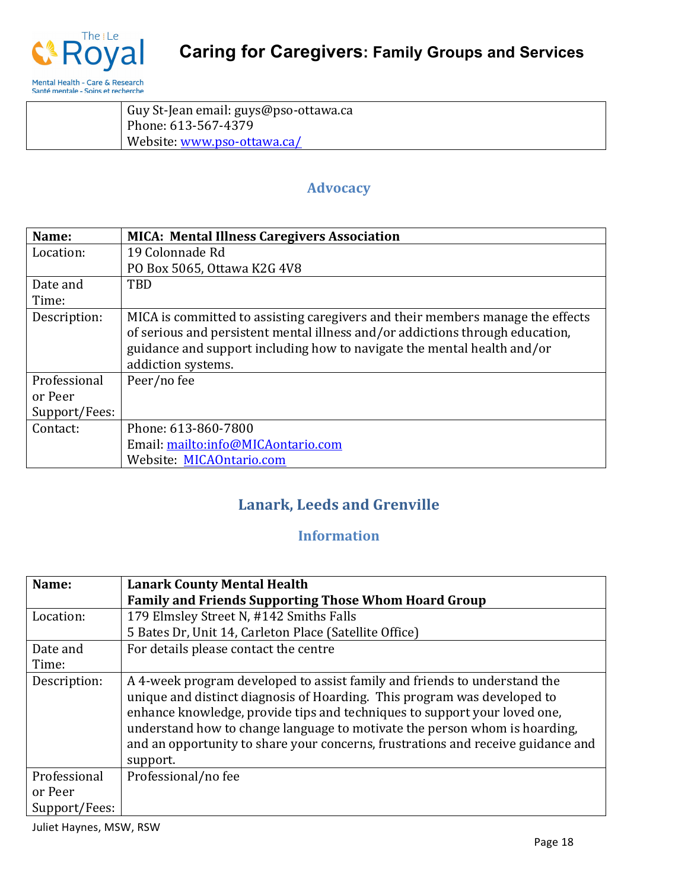| | |
|---|---|
| | Guy St-Jean email: guys@pso-ottawa.ca<br>Phone: 613-567-4379<br>Website: www.pso-ottawa.ca/ |

### Advocacy

| Name: | **MICA: Mental Illness Caregivers Association** |
|---|---|
| Location: | 19 Colonnade Rd<br>PO Box 5065, Ottawa K2G 4V8 |
| Date and Time: | TBD |
| Description: | MICA is committed to assisting caregivers and their members manage the effects of serious and persistent mental illness and/or addictions through education, guidance and support including how to navigate the mental health and/or addiction systems. |
| Professional or Peer Support/Fees: | Peer/no fee |
| Contact: | Phone: 613-860-7800<br>Email: mailto:info@MICAontario.com<br>Website: MICAOntario.com |

## Lanark, Leeds and Grenville

### Information

| Name: | **Lanark County Mental Health**<br>**Family and Friends Supporting Those Whom Hoard Group** |
|---|---|
| Location: | 179 Elmsley Street N, #142 Smiths Falls<br>5 Bates Dr, Unit 14, Carleton Place (Satellite Office) |
| Date and Time: | For details please contact the centre |
| Description: | A 4-week program developed to assist family and friends to understand the unique and distinct diagnosis of Hoarding. This program was developed to enhance knowledge, provide tips and techniques to support your loved one, understand how to change language to motivate the person whom is hoarding, and an opportunity to share your concerns, frustrations and receive guidance and support. |
| Professional or Peer Support/Fees: | Professional/no fee |

Juliet Haynes, MSW, RSW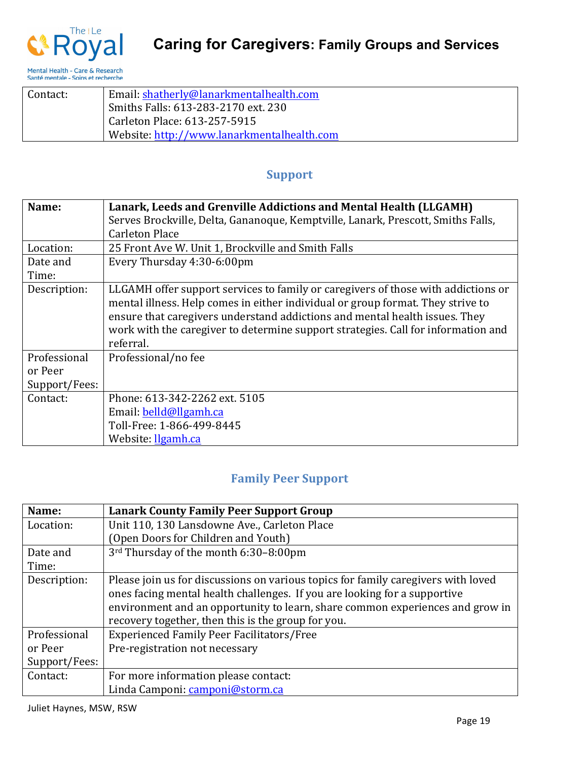| Contact: | Email: shatherly@lanarkmentalhealth.com<br>Smiths Falls: 613-283-2170 ext. 230<br>Carleton Place: 613-257-5915<br>Website: http://www.lanarkmentalhealth.com |
|---|---|

## Support

| **Name:** | **Lanark, Leeds and Grenville Addictions and Mental Health (LLGAMH)**<br>Serves Brockville, Delta, Gananoque, Kemptville, Lanark, Prescott, Smiths Falls, Carleton Place |
|---|---|
| Location: | 25 Front Ave W. Unit 1, Brockville and Smith Falls |
| Date and Time: | Every Thursday 4:30-6:00pm |
| Description: | LLGAMH offer support services to family or caregivers of those with addictions or mental illness. Help comes in either individual or group format. They strive to ensure that caregivers understand addictions and mental health issues. They work with the caregiver to determine support strategies. Call for information and referral. |
| Professional or Peer Support/Fees: | Professional/no fee |
| Contact: | Phone: 613-342-2262 ext. 5105<br>Email: belld@llgamh.ca<br>Toll-Free: 1-866-499-8445<br>Website: llgamh.ca |

## Family Peer Support

| **Name:** | **Lanark County Family Peer Support Group** |
|---|---|
| Location: | Unit 110, 130 Lansdowne Ave., Carleton Place<br>(Open Doors for Children and Youth) |
| Date and Time: | 3rd Thursday of the month 6:30–8:00pm |
| Description: | Please join us for discussions on various topics for family caregivers with loved ones facing mental health challenges. If you are looking for a supportive environment and an opportunity to learn, share common experiences and grow in recovery together, then this is the group for you. |
| Professional or Peer Support/Fees: | Experienced Family Peer Facilitators/Free<br>Pre-registration not necessary |
| Contact: | For more information please contact:<br>Linda Camponi: camponi@storm.ca |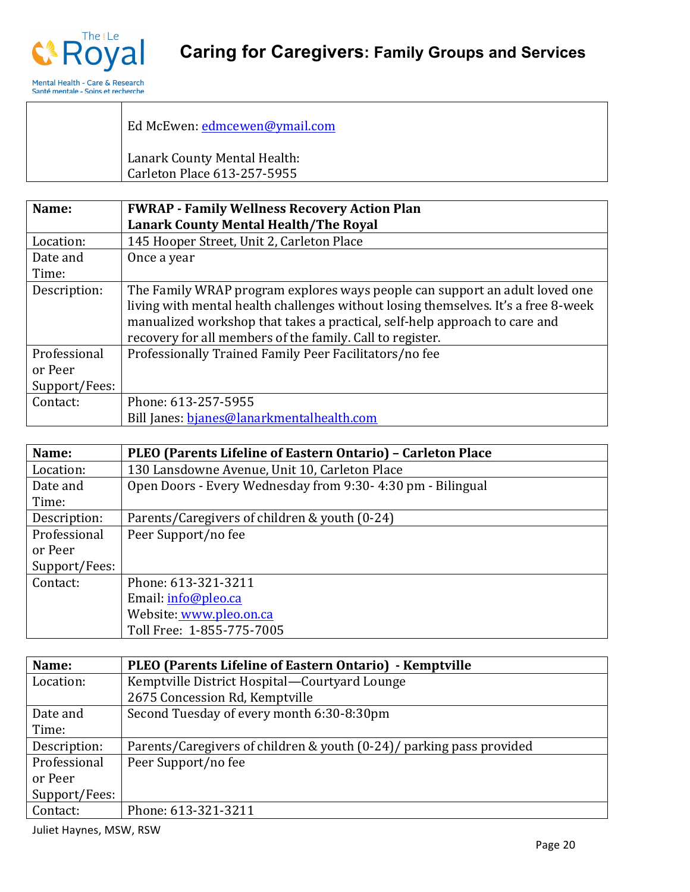| | |
|---|---|
| | Ed McEwen: edmcewen@ymail.com<br><br>Lanark County Mental Health:<br>Carleton Place 613-257-5955 |

| **Name:** | **FWRAP - Family Wellness Recovery Action Plan**<br>**Lanark County Mental Health/The Royal** |
|---|---|
| Location: | 145 Hooper Street, Unit 2, Carleton Place |
| Date and Time: | Once a year |
| Description: | The Family WRAP program explores ways people can support an adult loved one living with mental health challenges without losing themselves. It's a free 8-week manualized workshop that takes a practical, self-help approach to care and recovery for all members of the family. Call to register. |
| Professional or Peer Support/Fees: | Professionally Trained Family Peer Facilitators/no fee |
| Contact: | Phone: 613-257-5955<br>Bill Janes: bjanes@lanarkmentalhealth.com |

| **Name:** | **PLEO (Parents Lifeline of Eastern Ontario) – Carleton Place** |
|---|---|
| Location: | 130 Lansdowne Avenue, Unit 10, Carleton Place |
| Date and Time: | Open Doors - Every Wednesday from 9:30- 4:30 pm - Bilingual |
| Description: | Parents/Caregivers of children & youth (0-24) |
| Professional or Peer Support/Fees: | Peer Support/no fee |
| Contact: | Phone: 613-321-3211<br>Email: info@pleo.ca<br>Website: www.pleo.on.ca<br>Toll Free: 1-855-775-7005 |

| **Name:** | **PLEO (Parents Lifeline of Eastern Ontario) - Kemptville** |
|---|---|
| Location: | Kemptville District Hospital—Courtyard Lounge<br>2675 Concession Rd, Kemptville |
| Date and Time: | Second Tuesday of every month 6:30-8:30pm |
| Description: | Parents/Caregivers of children & youth (0-24)/ parking pass provided |
| Professional or Peer Support/Fees: | Peer Support/no fee |
| Contact: | Phone: 613-321-3211 |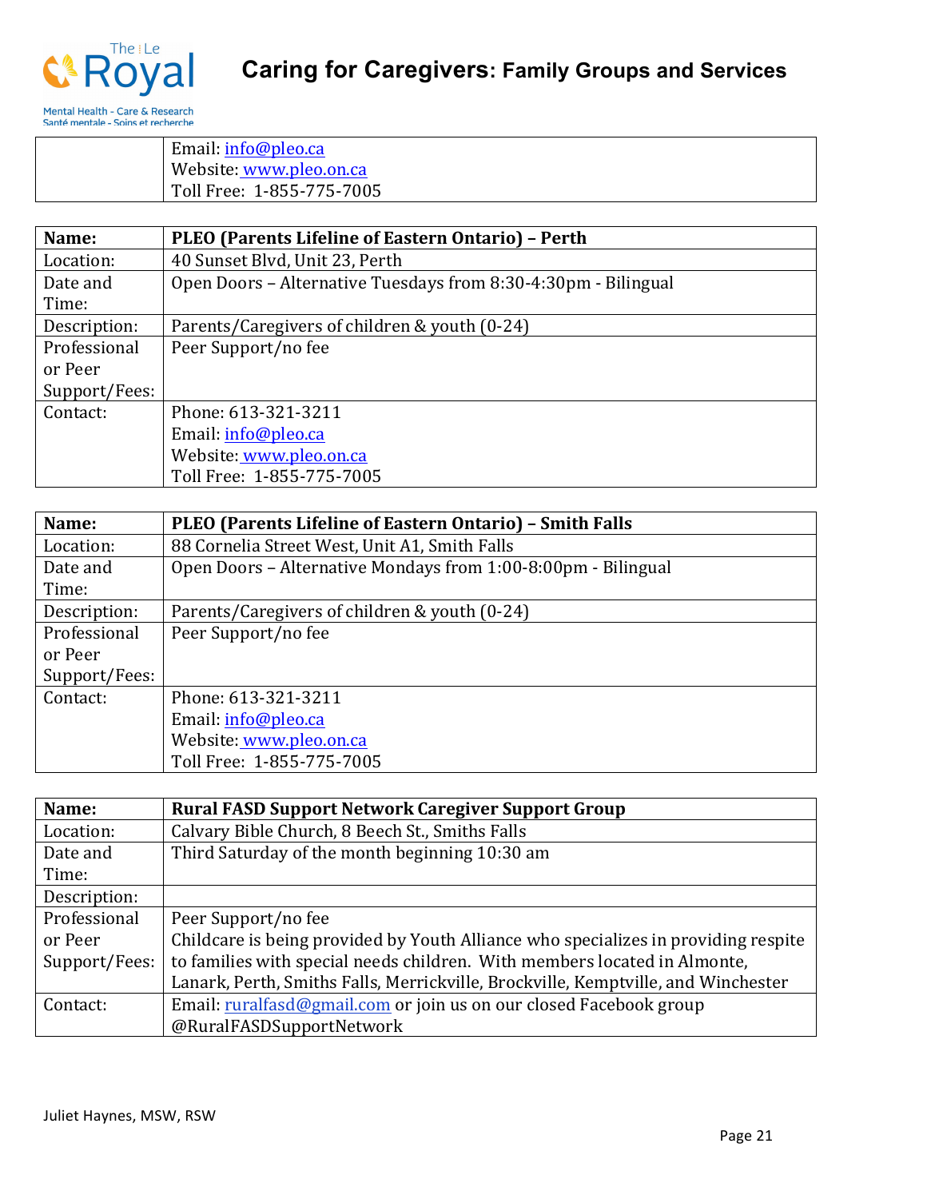| | |
|---|---|
| | Email: info@pleo.ca<br>Website: www.pleo.on.ca<br>Toll Free: 1-855-775-7005 |

| Name: | PLEO (Parents Lifeline of Eastern Ontario) – Perth |
|---|---|
| Location: | 40 Sunset Blvd, Unit 23, Perth |
| Date and Time: | Open Doors – Alternative Tuesdays from 8:30-4:30pm - Bilingual |
| Description: | Parents/Caregivers of children & youth (0-24) |
| Professional or Peer Support/Fees: | Peer Support/no fee |
| Contact: | Phone: 613-321-3211<br>Email: info@pleo.ca<br>Website: www.pleo.on.ca<br>Toll Free: 1-855-775-7005 |

| Name: | PLEO (Parents Lifeline of Eastern Ontario) – Smith Falls |
|---|---|
| Location: | 88 Cornelia Street West, Unit A1, Smith Falls |
| Date and Time: | Open Doors – Alternative Mondays from 1:00-8:00pm - Bilingual |
| Description: | Parents/Caregivers of children & youth (0-24) |
| Professional or Peer Support/Fees: | Peer Support/no fee |
| Contact: | Phone: 613-321-3211<br>Email: info@pleo.ca<br>Website: www.pleo.on.ca<br>Toll Free: 1-855-775-7005 |

| Name: | Rural FASD Support Network Caregiver Support Group |
|---|---|
| Location: | Calvary Bible Church, 8 Beech St., Smiths Falls |
| Date and Time: | Third Saturday of the month beginning 10:30 am |
| Description: | |
| Professional or Peer Support/Fees: | Peer Support/no fee<br>Childcare is being provided by Youth Alliance who specializes in providing respite to families with special needs children. With members located in Almonte, Lanark, Perth, Smiths Falls, Merrickville, Brockville, Kemptville, and Winchester |
| Contact: | Email: ruralfasd@gmail.com or join us on our closed Facebook group @RuralFASDSupportNetwork |

Juliet Haynes, MSW, RSW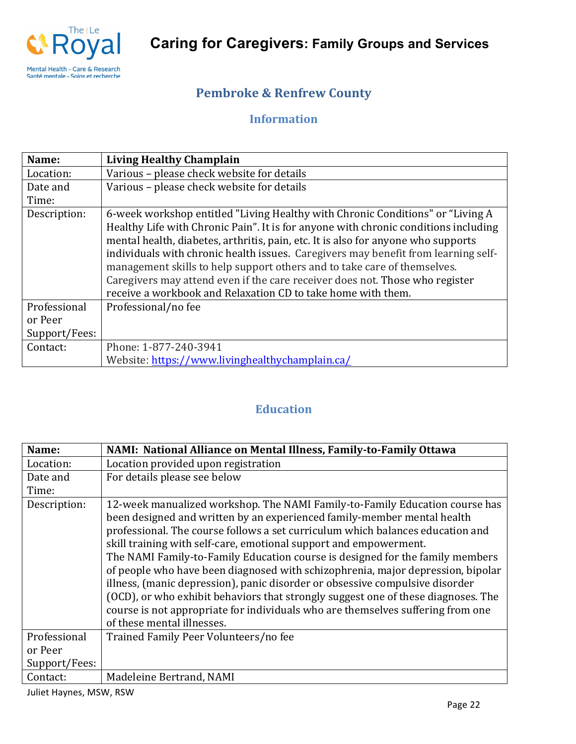## Pembroke & Renfrew County

### Information

| Name: | **Living Healthy Champlain** |
|---|---|
| Location: | Various – please check website for details |
| Date and Time: | Various – please check website for details |
| Description: | 6-week workshop entitled "Living Healthy with Chronic Conditions" or "Living A Healthy Life with Chronic Pain". It is for anyone with chronic conditions including mental health, diabetes, arthritis, pain, etc. It is also for anyone who supports individuals with chronic health issues. Caregivers may benefit from learning self-management skills to help support others and to take care of themselves. Caregivers may attend even if the care receiver does not. Those who register receive a workbook and Relaxation CD to take home with them. |
| Professional or Peer Support/Fees: | Professional/no fee |
| Contact: | Phone: 1-877-240-3941<br>Website: https://www.livinghealthychamplain.ca/ |

### Education

| Name: | **NAMI: National Alliance on Mental Illness, Family-to-Family Ottawa** |
|---|---|
| Location: | Location provided upon registration |
| Date and Time: | For details please see below |
| Description: | 12-week manualized workshop. The NAMI Family-to-Family Education course has been designed and written by an experienced family-member mental health professional. The course follows a set curriculum which balances education and skill training with self-care, emotional support and empowerment.<br>The NAMI Family-to-Family Education course is designed for the family members of people who have been diagnosed with schizophrenia, major depression, bipolar illness, (manic depression), panic disorder or obsessive compulsive disorder (OCD), or who exhibit behaviors that strongly suggest one of these diagnoses. The course is not appropriate for individuals who are themselves suffering from one of these mental illnesses. |
| Professional or Peer Support/Fees: | Trained Family Peer Volunteers/no fee |
| Contact: | Madeleine Bertrand, NAMI |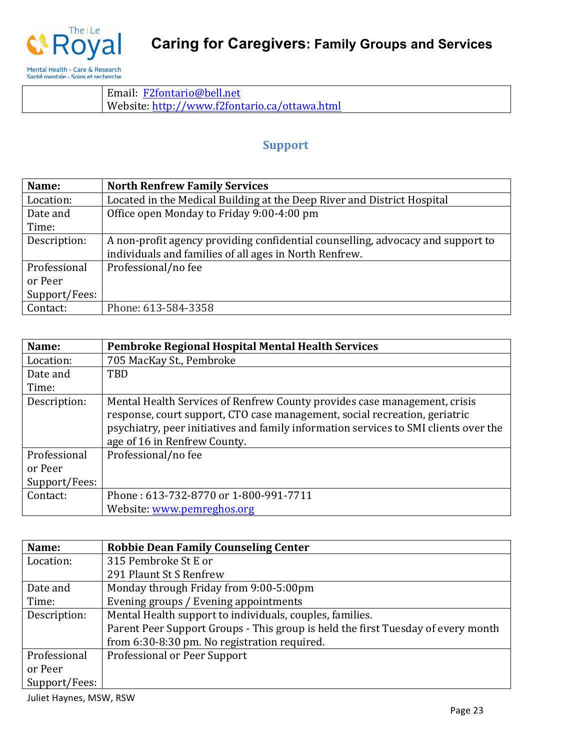| | |
|---|---|
| | Email: [F2fontario@bell.net](mailto:F2fontario@bell.net)<br>Website: [http://www.f2fontario.ca/ottawa.html](http://www.f2fontario.ca/ottawa.html) |

## Support

| Name: | North Renfrew Family Services |
|---|---|
| Location: | Located in the Medical Building at the Deep River and District Hospital |
| Date and Time: | Office open Monday to Friday 9:00-4:00 pm |
| Description: | A non-profit agency providing confidential counselling, advocacy and support to individuals and families of all ages in North Renfrew. |
| Professional or Peer Support/Fees: | Professional/no fee |
| Contact: | Phone: 613-584-3358 |

| Name: | Pembroke Regional Hospital Mental Health Services |
|---|---|
| Location: | 705 MacKay St., Pembroke |
| Date and Time: | TBD |
| Description: | Mental Health Services of Renfrew County provides case management, crisis response, court support, CTO case management, social recreation, geriatric psychiatry, peer initiatives and family information services to SMI clients over the age of 16 in Renfrew County. |
| Professional or Peer Support/Fees: | Professional/no fee |
| Contact: | Phone : 613-732-8770 or 1-800-991-7711<br>Website: [www.pemreghos.org](http://www.pemreghos.org) |

| Name: | Robbie Dean Family Counseling Center |
|---|---|
| Location: | 315 Pembroke St E or<br>291 Plaunt St S Renfrew |
| Date and Time: | Monday through Friday from 9:00-5:00pm<br>Evening groups / Evening appointments |
| Description: | Mental Health support to individuals, couples, families.<br>Parent Peer Support Groups - This group is held the first Tuesday of every month from 6:30-8:30 pm. No registration required. |
| Professional or Peer Support/Fees: | Professional or Peer Support |

Juliet Haynes, MSW, RSW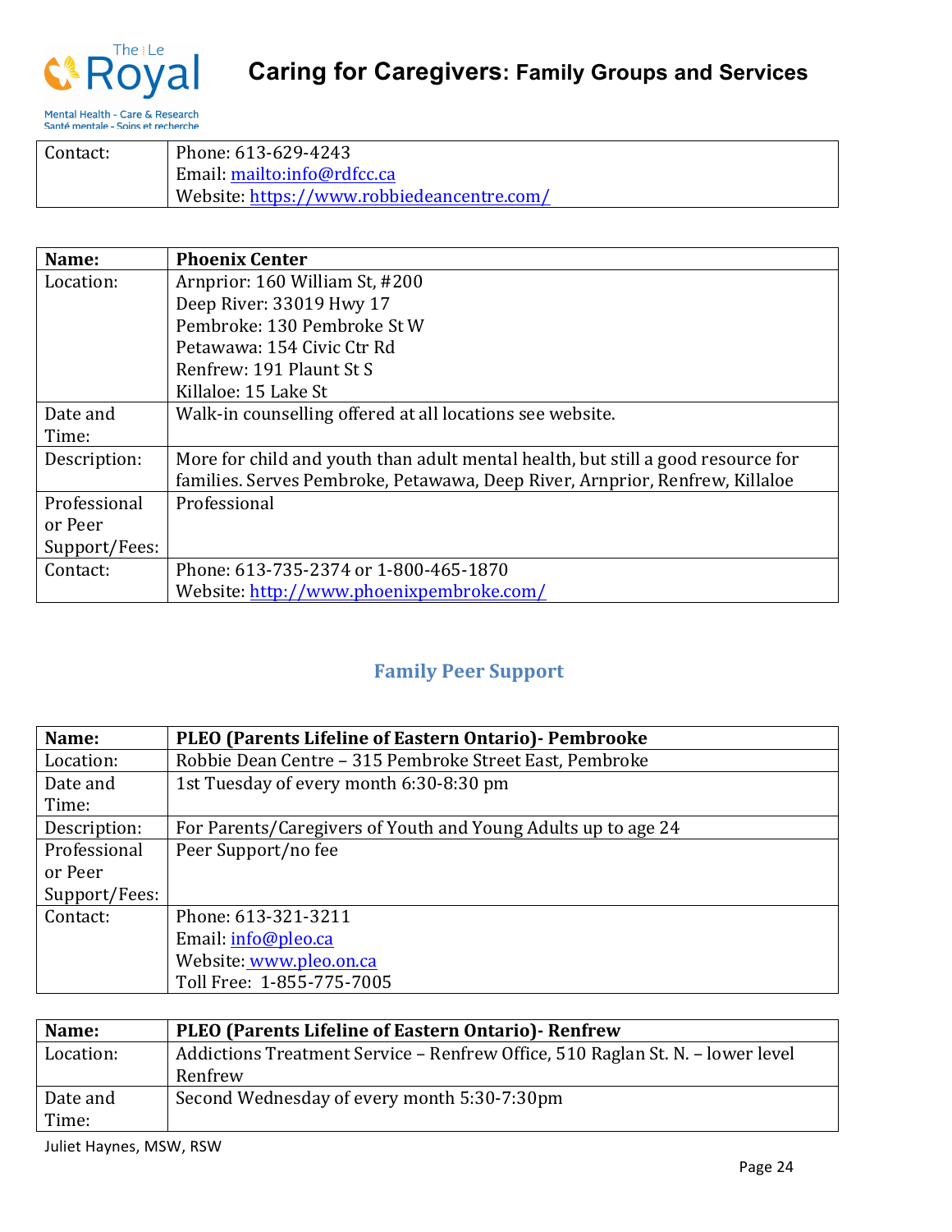| Contact: | Phone: 613-629-4243<br>Email: mailto:info@rdfcc.ca<br>Website: https://www.robbiedeancentre.com/ |
|---|---|

| Name: | Phoenix Center |
|---|---|
| Location: | Arnprior: 160 William St, #200<br>Deep River: 33019 Hwy 17<br>Pembroke: 130 Pembroke St W<br>Petawawa: 154 Civic Ctr Rd<br>Renfrew: 191 Plaunt St S<br>Killaloe: 15 Lake St |
| Date and Time: | Walk-in counselling offered at all locations see website. |
| Description: | More for child and youth than adult mental health, but still a good resource for families. Serves Pembroke, Petawawa, Deep River, Arnprior, Renfrew, Killaloe |
| Professional or Peer Support/Fees: | Professional |
| Contact: | Phone: 613-735-2374 or 1-800-465-1870<br>Website: http://www.phoenixpembroke.com/ |

## Family Peer Support

| Name: | PLEO (Parents Lifeline of Eastern Ontario)- Pembrooke |
|---|---|
| Location: | Robbie Dean Centre – 315 Pembroke Street East, Pembroke |
| Date and Time: | 1st Tuesday of every month 6:30-8:30 pm |
| Description: | For Parents/Caregivers of Youth and Young Adults up to age 24 |
| Professional or Peer Support/Fees: | Peer Support/no fee |
| Contact: | Phone: 613-321-3211<br>Email: info@pleo.ca<br>Website: www.pleo.on.ca<br>Toll Free: 1-855-775-7005 |

| Name: | PLEO (Parents Lifeline of Eastern Ontario)- Renfrew |
|---|---|
| Location: | Addictions Treatment Service – Renfrew Office, 510 Raglan St. N. – lower level Renfrew |
| Date and Time: | Second Wednesday of every month 5:30-7:30pm |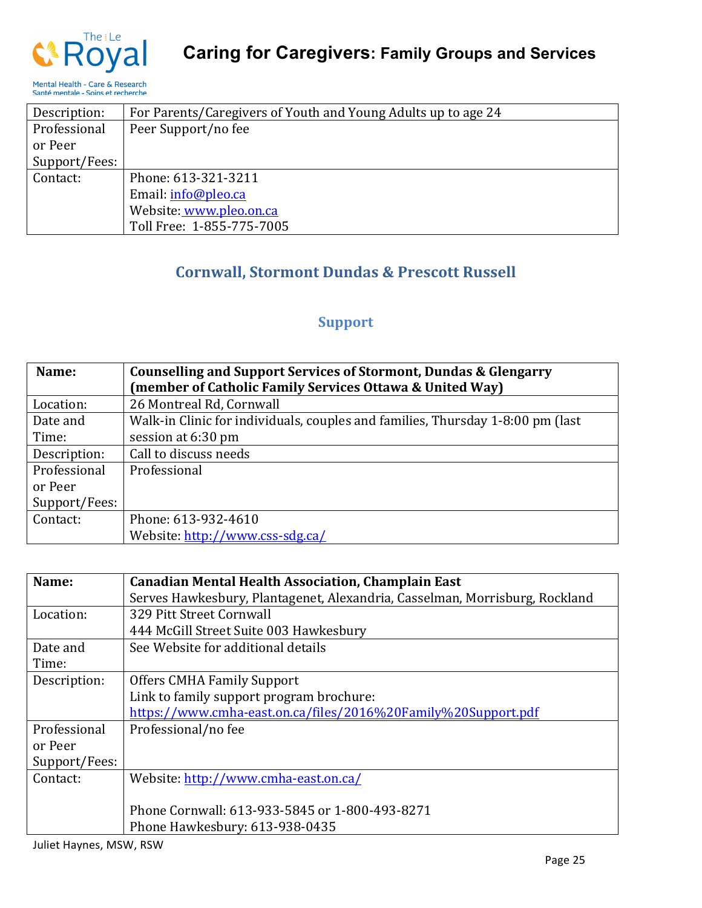| Description: | For Parents/Caregivers of Youth and Young Adults up to age 24 |
|---|---|
| Professional or Peer Support/Fees: | Peer Support/no fee |
| Contact: | Phone: 613-321-3211<br>Email: info@pleo.ca<br>Website: www.pleo.on.ca<br>Toll Free: 1-855-775-7005 |

## Cornwall, Stormont Dundas & Prescott Russell

### Support

| Name: | **Counselling and Support Services of Stormont, Dundas & Glengarry (member of Catholic Family Services Ottawa & United Way)** |
|---|---|
| Location: | 26 Montreal Rd, Cornwall |
| Date and Time: | Walk-in Clinic for individuals, couples and families, Thursday 1-8:00 pm (last session at 6:30 pm |
| Description: | Call to discuss needs |
| Professional or Peer Support/Fees: | Professional |
| Contact: | Phone: 613-932-4610<br>Website: http://www.css-sdg.ca/ |

| Name: | **Canadian Mental Health Association, Champlain East**<br>Serves Hawkesbury, Plantagenet, Alexandria, Casselman, Morrisburg, Rockland |
|---|---|
| Location: | 329 Pitt Street Cornwall<br>444 McGill Street Suite 003 Hawkesbury |
| Date and Time: | See Website for additional details |
| Description: | Offers CMHA Family Support<br>Link to family support program brochure:<br>https://www.cmha-east.on.ca/files/2016%20Family%20Support.pdf |
| Professional or Peer Support/Fees: | Professional/no fee |
| Contact: | Website: http://www.cmha-east.on.ca/<br><br>Phone Cornwall: 613-933-5845 or 1-800-493-8271<br>Phone Hawkesbury: 613-938-0435 |

Juliet Haynes, MSW, RSW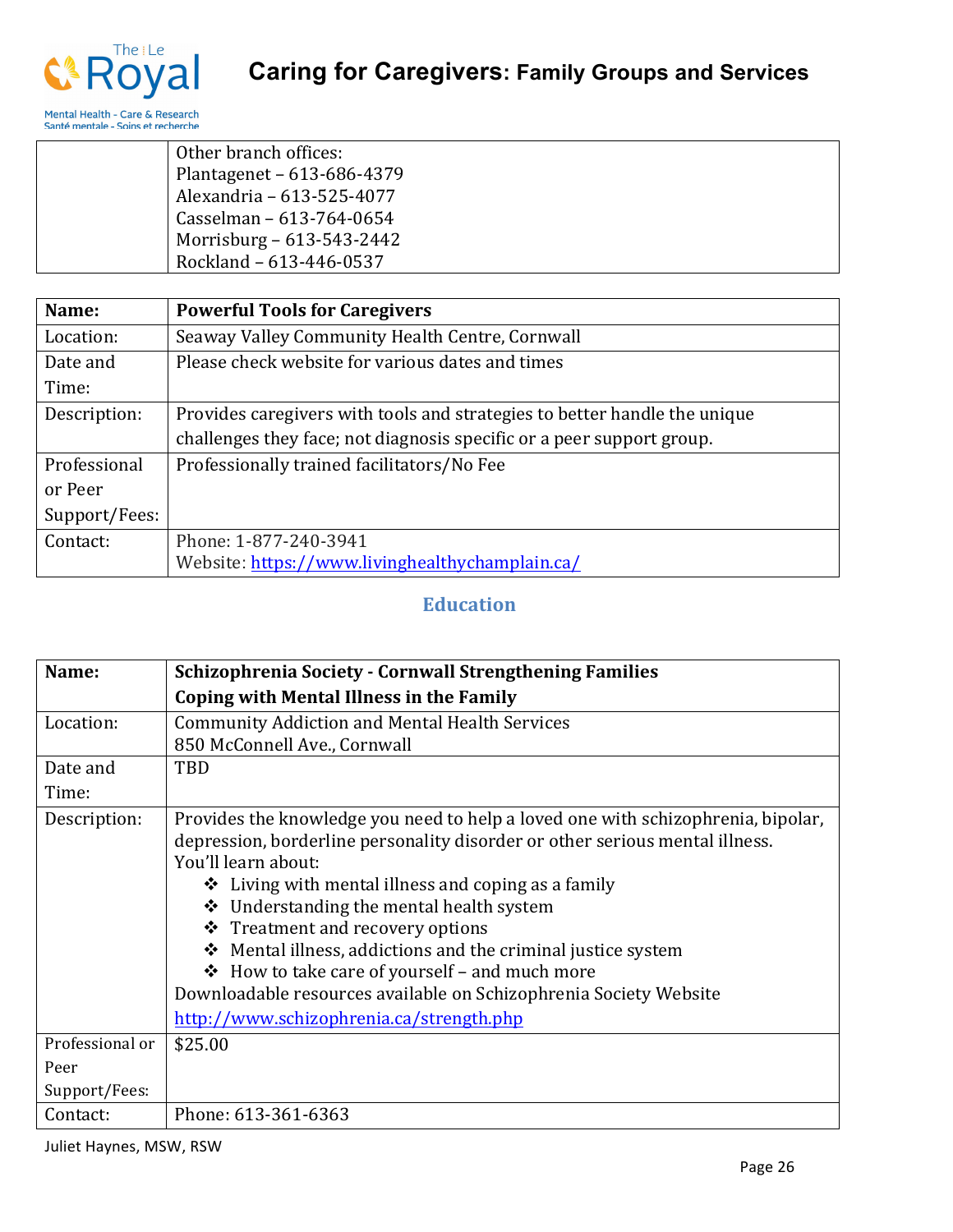| | Other branch offices:<br>Plantagenet – 613-686-4379<br>Alexandria – 613-525-4077<br>Casselman – 613-764-0654<br>Morrisburg – 613-543-2442<br>Rockland – 613-446-0537 |
|---|---|

| Name: | **Powerful Tools for Caregivers** |
|---|---|
| Location: | Seaway Valley Community Health Centre, Cornwall |
| Date and Time: | Please check website for various dates and times |
| Description: | Provides caregivers with tools and strategies to better handle the unique challenges they face; not diagnosis specific or a peer support group. |
| Professional or Peer Support/Fees: | Professionally trained facilitators/No Fee |
| Contact: | Phone: 1-877-240-3941<br>Website: https://www.livinghealthychamplain.ca/ |

## Education

| Name: | **Schizophrenia Society - Cornwall Strengthening Families Coping with Mental Illness in the Family** |
|---|---|
| Location: | Community Addiction and Mental Health Services<br>850 McConnell Ave., Cornwall |
| Date and Time: | TBD |
| Description: | Provides the knowledge you need to help a loved one with schizophrenia, bipolar, depression, borderline personality disorder or other serious mental illness.<br>You'll learn about:<br>❖ Living with mental illness and coping as a family<br>❖ Understanding the mental health system<br>❖ Treatment and recovery options<br>❖ Mental illness, addictions and the criminal justice system<br>❖ How to take care of yourself – and much more<br>Downloadable resources available on Schizophrenia Society Website<br>http://www.schizophrenia.ca/strength.php |
| Professional or Peer Support/Fees: | $25.00 |
| Contact: | Phone: 613-361-6363 |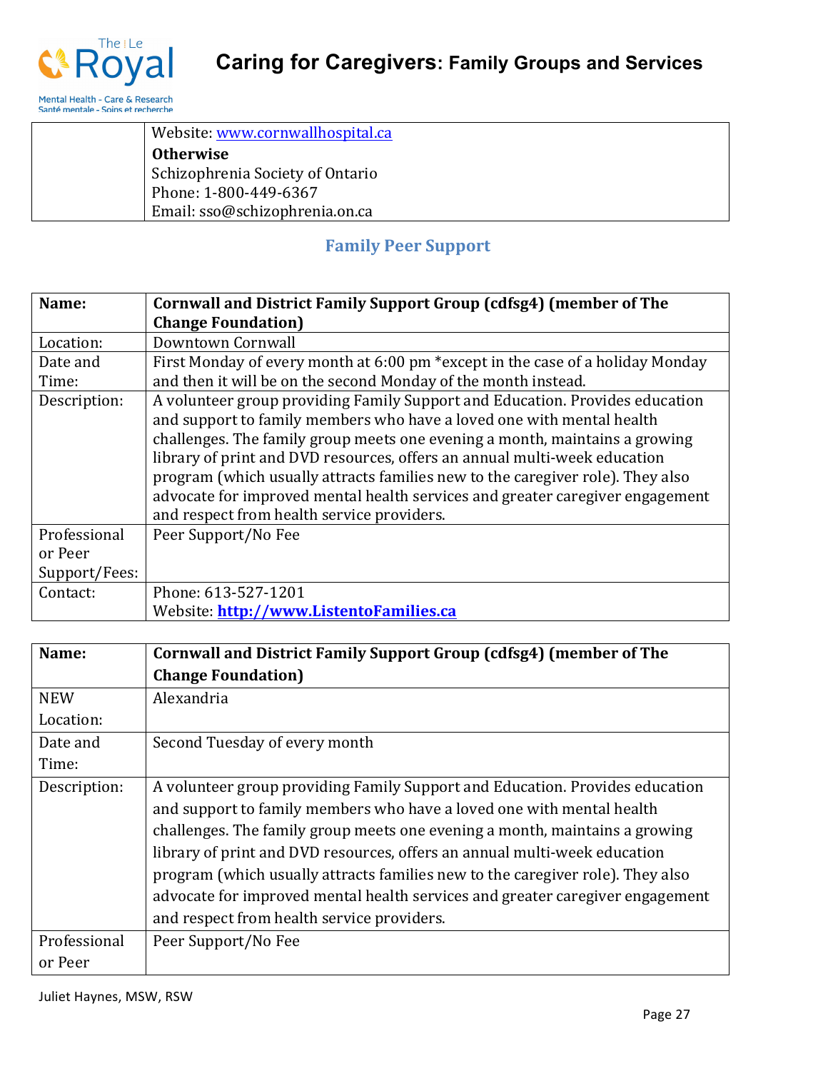| | |
|---|---|
| | Website: [www.cornwallhospital.ca](http://www.cornwallhospital.ca)<br>**Otherwise**<br>Schizophrenia Society of Ontario<br>Phone: 1-800-449-6367<br>Email: sso@schizophrenia.on.ca |

## Family Peer Support

| **Name:** | **Cornwall and District Family Support Group (cdfsg4) (member of The Change Foundation)** |
|---|---|
| Location: | Downtown Cornwall |
| Date and Time: | First Monday of every month at 6:00 pm *except in the case of a holiday Monday and then it will be on the second Monday of the month instead. |
| Description: | A volunteer group providing Family Support and Education. Provides education and support to family members who have a loved one with mental health challenges. The family group meets one evening a month, maintains a growing library of print and DVD resources, offers an annual multi-week education program (which usually attracts families new to the caregiver role). They also advocate for improved mental health services and greater caregiver engagement and respect from health service providers. |
| Professional or Peer Support/Fees: | Peer Support/No Fee |
| Contact: | Phone: 613-527-1201<br>Website: **[http://www.ListentoFamilies.ca](http://www.ListentoFamilies.ca)** |

| **Name:** | **Cornwall and District Family Support Group (cdfsg4) (member of The Change Foundation)** |
|---|---|
| NEW Location: | Alexandria |
| Date and Time: | Second Tuesday of every month |
| Description: | A volunteer group providing Family Support and Education. Provides education and support to family members who have a loved one with mental health challenges. The family group meets one evening a month, maintains a growing library of print and DVD resources, offers an annual multi-week education program (which usually attracts families new to the caregiver role). They also advocate for improved mental health services and greater caregiver engagement and respect from health service providers. |
| Professional or Peer | Peer Support/No Fee |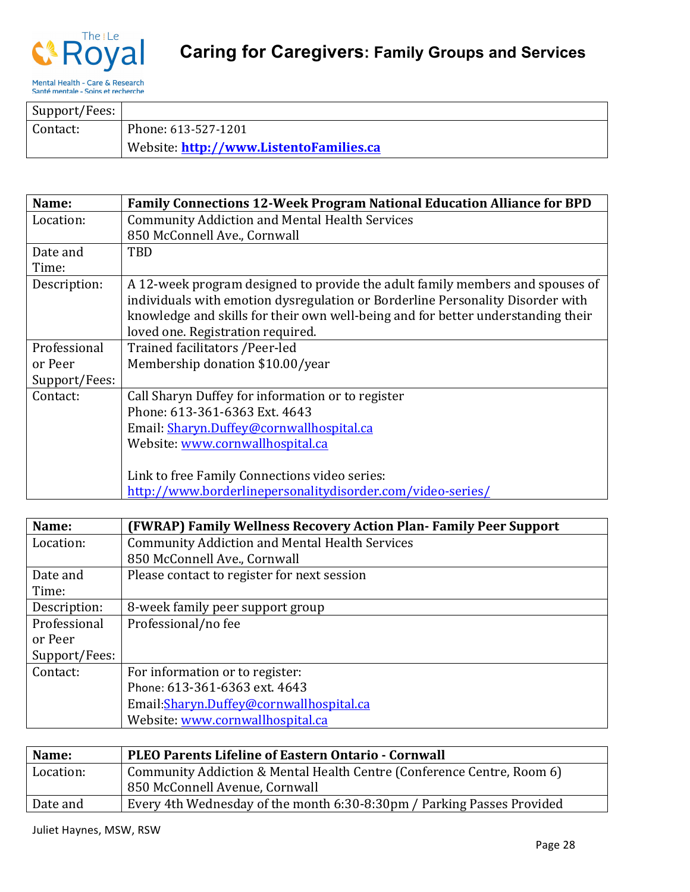| Support/Fees: | |
|---|---|
| Contact: | Phone: 613-527-1201<br>Website: **http://www.ListentoFamilies.ca** |

| Name: | Family Connections 12-Week Program National Education Alliance for BPD |
|---|---|
| Location: | Community Addiction and Mental Health Services<br>850 McConnell Ave., Cornwall |
| Date and Time: | TBD |
| Description: | A 12-week program designed to provide the adult family members and spouses of individuals with emotion dysregulation or Borderline Personality Disorder with knowledge and skills for their own well-being and for better understanding their loved one. Registration required. |
| Professional or Peer Support/Fees: | Trained facilitators /Peer-led<br>Membership donation $10.00/year |
| Contact: | Call Sharyn Duffey for information or to register<br>Phone: 613-361-6363 Ext. 4643<br>Email: Sharyn.Duffey@cornwallhospital.ca<br>Website: www.cornwallhospital.ca<br><br>Link to free Family Connections video series:<br>http://www.borderlinepersonalitydisorder.com/video-series/ |

| Name: | (FWRAP) Family Wellness Recovery Action Plan- Family Peer Support |
|---|---|
| Location: | Community Addiction and Mental Health Services<br>850 McConnell Ave., Cornwall |
| Date and Time: | Please contact to register for next session |
| Description: | 8-week family peer support group |
| Professional or Peer Support/Fees: | Professional/no fee |
| Contact: | For information or to register:<br>Phone: 613-361-6363 ext. 4643<br>Email:Sharyn.Duffey@cornwallhospital.ca<br>Website: www.cornwallhospital.ca |

| Name: | PLEO Parents Lifeline of Eastern Ontario - Cornwall |
|---|---|
| Location: | Community Addiction & Mental Health Centre (Conference Centre, Room 6)<br>850 McConnell Avenue, Cornwall |
| Date and | Every 4th Wednesday of the month 6:30-8:30pm / Parking Passes Provided |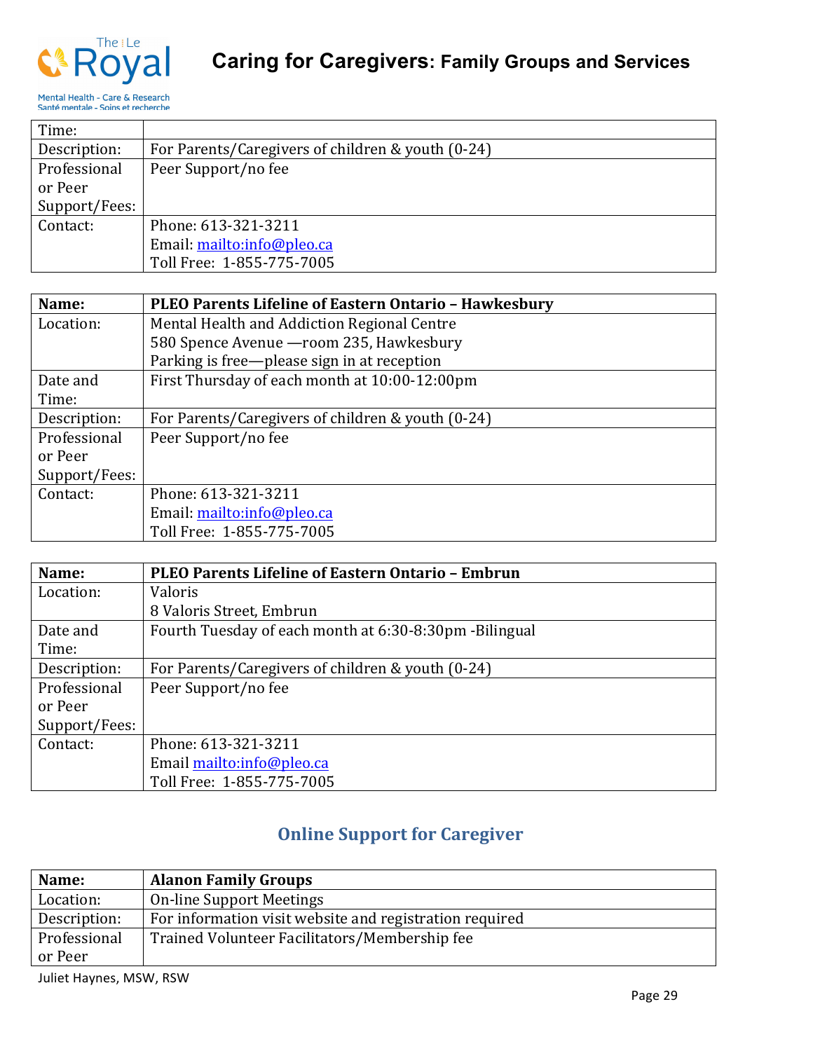| Time: | |
|---|---|
| Description: | For Parents/Caregivers of children & youth (0-24) |
| Professional or Peer Support/Fees: | Peer Support/no fee |
| Contact: | Phone: 613-321-3211<br>Email: mailto:info@pleo.ca<br>Toll Free: 1-855-775-7005 |

| Name: | PLEO Parents Lifeline of Eastern Ontario – Hawkesbury |
|---|---|
| Location: | Mental Health and Addiction Regional Centre<br>580 Spence Avenue —room 235, Hawkesbury<br>Parking is free—please sign in at reception |
| Date and Time: | First Thursday of each month at 10:00-12:00pm |
| Description: | For Parents/Caregivers of children & youth (0-24) |
| Professional or Peer Support/Fees: | Peer Support/no fee |
| Contact: | Phone: 613-321-3211<br>Email: mailto:info@pleo.ca<br>Toll Free: 1-855-775-7005 |

| Name: | PLEO Parents Lifeline of Eastern Ontario – Embrun |
|---|---|
| Location: | Valoris<br>8 Valoris Street, Embrun |
| Date and Time: | Fourth Tuesday of each month at 6:30-8:30pm -Bilingual |
| Description: | For Parents/Caregivers of children & youth (0-24) |
| Professional or Peer Support/Fees: | Peer Support/no fee |
| Contact: | Phone: 613-321-3211<br>Email mailto:info@pleo.ca<br>Toll Free: 1-855-775-7005 |

## Online Support for Caregiver

| Name: | Alanon Family Groups |
|---|---|
| Location: | On-line Support Meetings |
| Description: | For information visit website and registration required |
| Professional or Peer | Trained Volunteer Facilitators/Membership fee |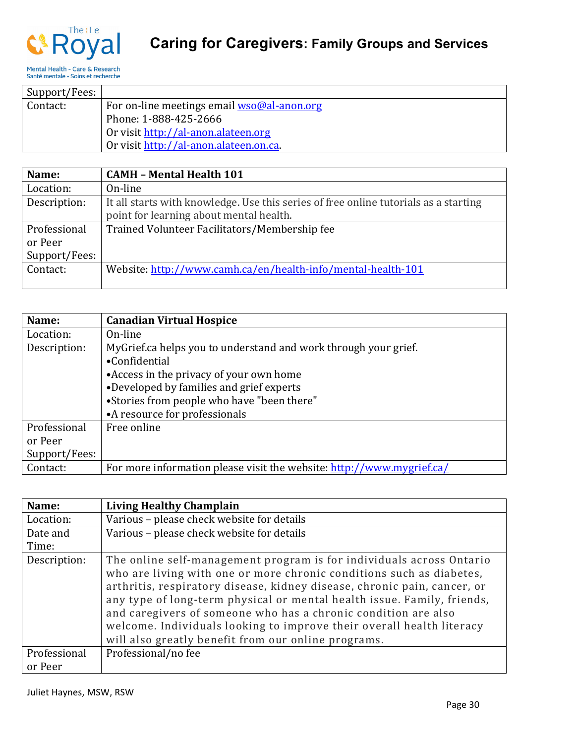| Support/Fees: | |
|---|---|
| Contact: | For on-line meetings email wso@al-anon.org<br>Phone: 1-888-425-2666<br>Or visit http://al-anon.alateen.org<br>Or visit http://al-anon.alateen.on.ca. |

| **Name:** | **CAMH – Mental Health 101** |
|---|---|
| Location: | On-line |
| Description: | It all starts with knowledge. Use this series of free online tutorials as a starting point for learning about mental health. |
| Professional or Peer Support/Fees: | Trained Volunteer Facilitators/Membership fee |
| Contact: | Website: http://www.camh.ca/en/health-info/mental-health-101 |

| **Name:** | **Canadian Virtual Hospice** |
|---|---|
| Location: | On-line |
| Description: | MyGrief.ca helps you to understand and work through your grief.<br>•Confidential<br>•Access in the privacy of your own home<br>•Developed by families and grief experts<br>•Stories from people who have "been there"<br>•A resource for professionals |
| Professional or Peer Support/Fees: | Free online |
| Contact: | For more information please visit the website: http://www.mygrief.ca/ |

| **Name:** | **Living Healthy Champlain** |
|---|---|
| Location: | Various – please check website for details |
| Date and Time: | Various – please check website for details |
| Description: | The online self-management program is for individuals across Ontario who are living with one or more chronic conditions such as diabetes, arthritis, respiratory disease, kidney disease, chronic pain, cancer, or any type of long-term physical or mental health issue. Family, friends, and caregivers of someone who has a chronic condition are also welcome. Individuals looking to improve their overall health literacy will also greatly benefit from our online programs. |
| Professional or Peer | Professional/no fee |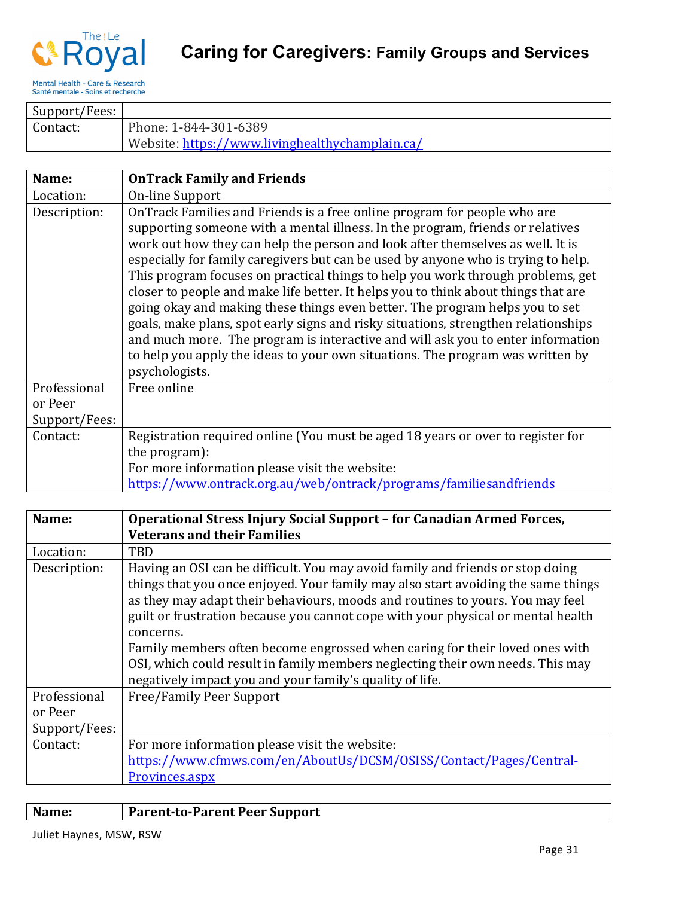| Support/Fees: | |
|---|---|
| Contact: | Phone: 1-844-301-6389<br>Website: https://www.livinghealthychamplain.ca/ |

| Name: | OnTrack Family and Friends |
|---|---|
| Location: | On-line Support |
| Description: | OnTrack Families and Friends is a free online program for people who are supporting someone with a mental illness. In the program, friends or relatives work out how they can help the person and look after themselves as well. It is especially for family caregivers but can be used by anyone who is trying to help. This program focuses on practical things to help you work through problems, get closer to people and make life better. It helps you to think about things that are going okay and making these things even better. The program helps you to set goals, make plans, spot early signs and risky situations, strengthen relationships and much more. The program is interactive and will ask you to enter information to help you apply the ideas to your own situations. The program was written by psychologists. |
| Professional or Peer Support/Fees: | Free online |
| Contact: | Registration required online (You must be aged 18 years or over to register for the program):<br>For more information please visit the website:<br>https://www.ontrack.org.au/web/ontrack/programs/familiesandfriends |

| Name: | Operational Stress Injury Social Support – for Canadian Armed Forces, Veterans and their Families |
|---|---|
| Location: | TBD |
| Description: | Having an OSI can be difficult. You may avoid family and friends or stop doing things that you once enjoyed. Your family may also start avoiding the same things as they may adapt their behaviours, moods and routines to yours. You may feel guilt or frustration because you cannot cope with your physical or mental health concerns.<br>Family members often become engrossed when caring for their loved ones with OSI, which could result in family members neglecting their own needs. This may negatively impact you and your family's quality of life. |
| Professional or Peer Support/Fees: | Free/Family Peer Support |
| Contact: | For more information please visit the website:<br>https://www.cfmws.com/en/AboutUs/DCSM/OSISS/Contact/Pages/Central-Provinces.aspx |

| Name: | Parent-to-Parent Peer Support |
|---|---|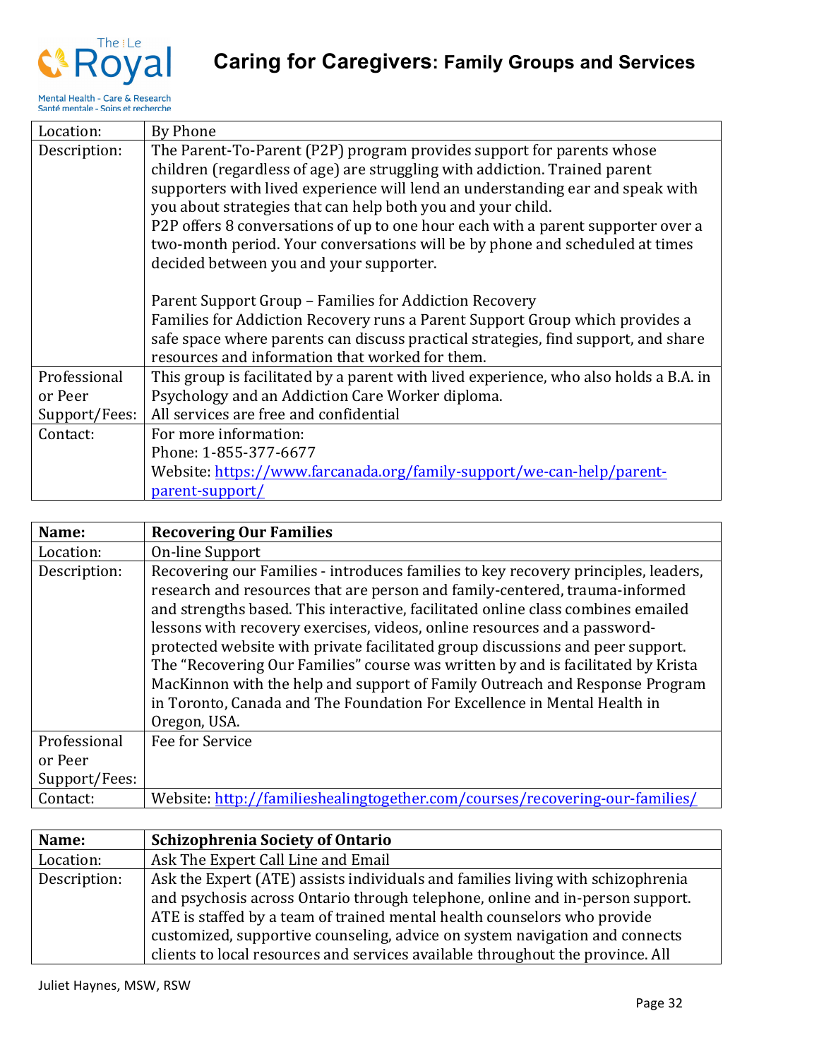| Location: | By Phone |
|---|---|
| Description: | The Parent-To-Parent (P2P) program provides support for parents whose children (regardless of age) are struggling with addiction. Trained parent supporters with lived experience will lend an understanding ear and speak with you about strategies that can help both you and your child.<br>P2P offers 8 conversations of up to one hour each with a parent supporter over a two-month period. Your conversations will be by phone and scheduled at times decided between you and your supporter.<br><br>Parent Support Group – Families for Addiction Recovery<br>Families for Addiction Recovery runs a Parent Support Group which provides a safe space where parents can discuss practical strategies, find support, and share resources and information that worked for them. |
| Professional or Peer Support/Fees: | This group is facilitated by a parent with lived experience, who also holds a B.A. in Psychology and an Addiction Care Worker diploma.<br>All services are free and confidential |
| Contact: | For more information:<br>Phone: 1-855-377-6677<br>Website: [https://www.farcanada.org/family-support/we-can-help/parent-parent-support/](https://www.farcanada.org/family-support/we-can-help/parent-parent-support/) |

| **Name:** | **Recovering Our Families** |
|---|---|
| Location: | On-line Support |
| Description: | Recovering our Families - introduces families to key recovery principles, leaders, research and resources that are person and family-centered, trauma-informed and strengths based. This interactive, facilitated online class combines emailed lessons with recovery exercises, videos, online resources and a password-protected website with private facilitated group discussions and peer support. The "Recovering Our Families" course was written by and is facilitated by Krista MacKinnon with the help and support of Family Outreach and Response Program in Toronto, Canada and The Foundation For Excellence in Mental Health in Oregon, USA. |
| Professional or Peer Support/Fees: | Fee for Service |
| Contact: | Website: [http://familieshealingtogether.com/courses/recovering-our-families/](http://familieshealingtogether.com/courses/recovering-our-families/) |

| **Name:** | **Schizophrenia Society of Ontario** |
|---|---|
| Location: | Ask The Expert Call Line and Email |
| Description: | Ask the Expert (ATE) assists individuals and families living with schizophrenia and psychosis across Ontario through telephone, online and in-person support. ATE is staffed by a team of trained mental health counselors who provide customized, supportive counseling, advice on system navigation and connects clients to local resources and services available throughout the province. All |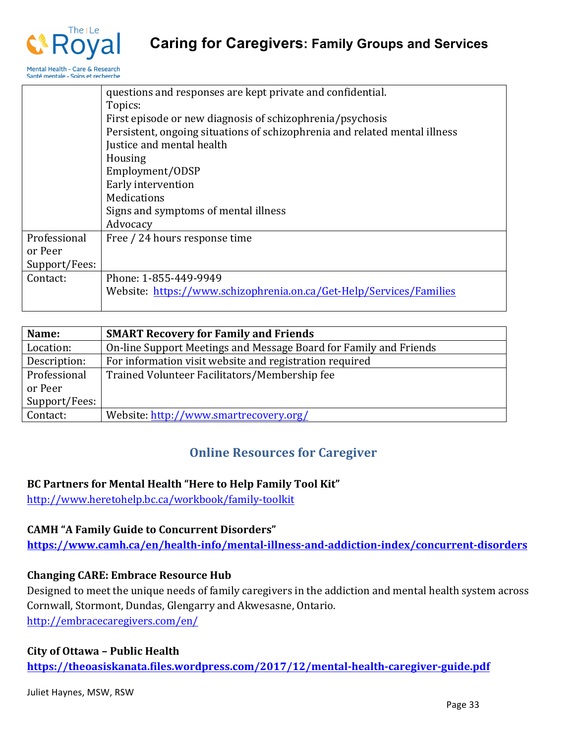| | |
|---|---|
| | questions and responses are kept private and confidential.<br>Topics:<br>First episode or new diagnosis of schizophrenia/psychosis<br>Persistent, ongoing situations of schizophrenia and related mental illness<br>Justice and mental health<br>Housing<br>Employment/ODSP<br>Early intervention<br>Medications<br>Signs and symptoms of mental illness<br>Advocacy |
| Professional or Peer Support/Fees: | Free / 24 hours response time |
| Contact: | Phone: 1-855-449-9949<br>Website: [https://www.schizophrenia.on.ca/Get-Help/Services/Families](https://www.schizophrenia.on.ca/Get-Help/Services/Families) |

| **Name:** | **SMART Recovery for Family and Friends** |
|---|---|
| Location: | On-line Support Meetings and Message Board for Family and Friends |
| Description: | For information visit website and registration required |
| Professional or Peer Support/Fees: | Trained Volunteer Facilitators/Membership fee |
| Contact: | Website: [http://www.smartrecovery.org/](http://www.smartrecovery.org/) |

## Online Resources for Caregiver

**BC Partners for Mental Health "Here to Help Family Tool Kit"**
[http://www.heretohelp.bc.ca/workbook/family-toolkit](http://www.heretohelp.bc.ca/workbook/family-toolkit)

**CAMH "A Family Guide to Concurrent Disorders"**
**[https://www.camh.ca/en/health-info/mental-illness-and-addiction-index/concurrent-disorders](https://www.camh.ca/en/health-info/mental-illness-and-addiction-index/concurrent-disorders)**

**Changing CARE: Embrace Resource Hub**
Designed to meet the unique needs of family caregivers in the addiction and mental health system across Cornwall, Stormont, Dundas, Glengarry and Akwesasne, Ontario.
[http://embracecaregivers.com/en/](http://embracecaregivers.com/en/)

**City of Ottawa – Public Health**
**[https://theoasiskanata.files.wordpress.com/2017/12/mental-health-caregiver-guide.pdf](https://theoasiskanata.files.wordpress.com/2017/12/mental-health-caregiver-guide.pdf)**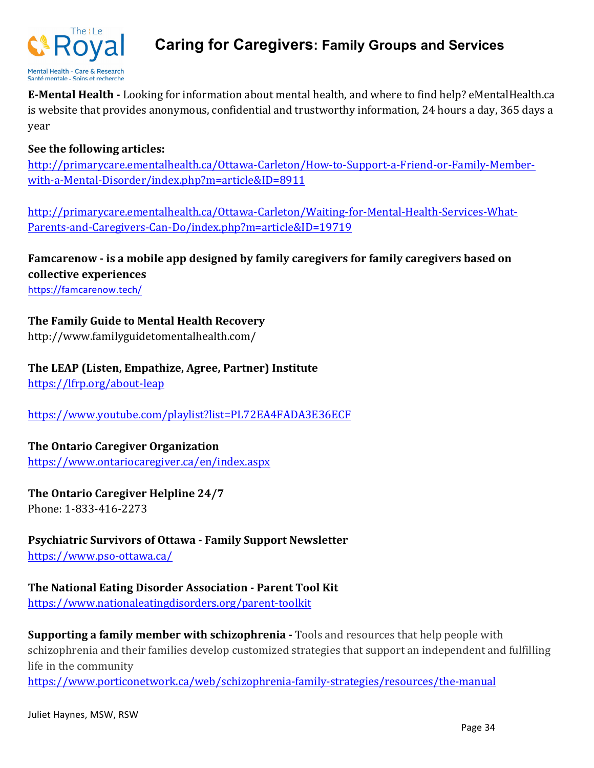**E-Mental Health -** Looking for information about mental health, and where to find help? eMentalHealth.ca is website that provides anonymous, confidential and trustworthy information, 24 hours a day, 365 days a year

**See the following articles:**

http://primarycare.ementalhealth.ca/Ottawa-Carleton/How-to-Support-a-Friend-or-Family-Member-with-a-Mental-Disorder/index.php?m=article&ID=8911

http://primarycare.ementalhealth.ca/Ottawa-Carleton/Waiting-for-Mental-Health-Services-What-Parents-and-Caregivers-Can-Do/index.php?m=article&ID=19719

**Famcarenow - is a mobile app designed by family caregivers for family caregivers based on collective experiences**

https://famcarenow.tech/

**The Family Guide to Mental Health Recovery**

http://www.familyguidetomentalhealth.com/

**The LEAP (Listen, Empathize, Agree, Partner) Institute**

https://lfrp.org/about-leap

https://www.youtube.com/playlist?list=PL72EA4FADA3E36ECF

**The Ontario Caregiver Organization**

https://www.ontariocaregiver.ca/en/index.aspx

**The Ontario Caregiver Helpline 24/7**

Phone: 1-833-416-2273

**Psychiatric Survivors of Ottawa - Family Support Newsletter**

https://www.pso-ottawa.ca/

**The National Eating Disorder Association - Parent Tool Kit**

https://www.nationaleatingdisorders.org/parent-toolkit

**Supporting a family member with schizophrenia -** Tools and resources that help people with schizophrenia and their families develop customized strategies that support an independent and fulfilling life in the community

https://www.porticonetwork.ca/web/schizophrenia-family-strategies/resources/the-manual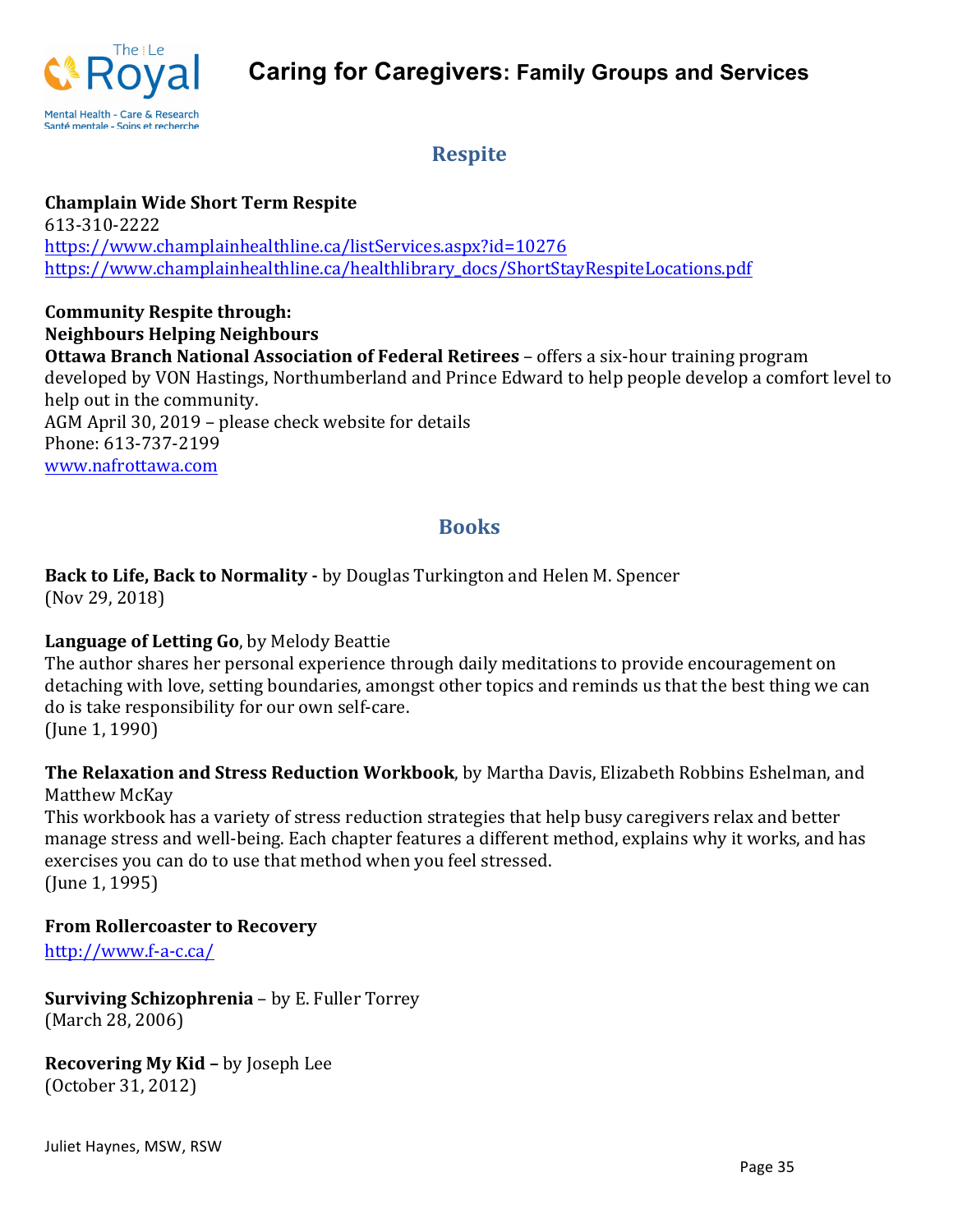## Respite

**Champlain Wide Short Term Respite**
613-310-2222
https://www.champlainhealthline.ca/listServices.aspx?id=10276
https://www.champlainhealthline.ca/healthlibrary_docs/ShortStayRespiteLocations.pdf

**Community Respite through:**
**Neighbours Helping Neighbours**
**Ottawa Branch National Association of Federal Retirees** – offers a six-hour training program developed by VON Hastings, Northumberland and Prince Edward to help people develop a comfort level to help out in the community.
AGM April 30, 2019 – please check website for details
Phone: 613-737-2199
www.nafrottawa.com

## Books

**Back to Life, Back to Normality -** by Douglas Turkington and Helen M. Spencer
(Nov 29, 2018)

**Language of Letting Go**, by Melody Beattie
The author shares her personal experience through daily meditations to provide encouragement on detaching with love, setting boundaries, amongst other topics and reminds us that the best thing we can do is take responsibility for our own self-care.
(June 1, 1990)

**The Relaxation and Stress Reduction Workbook**, by Martha Davis, Elizabeth Robbins Eshelman, and Matthew McKay
This workbook has a variety of stress reduction strategies that help busy caregivers relax and better manage stress and well-being. Each chapter features a different method, explains why it works, and has exercises you can do to use that method when you feel stressed.
(June 1, 1995)

**From Rollercoaster to Recovery**
http://www.f-a-c.ca/

**Surviving Schizophrenia** – by E. Fuller Torrey
(March 28, 2006)

**Recovering My Kid –** by Joseph Lee
(October 31, 2012)

Juliet Haynes, MSW, RSW